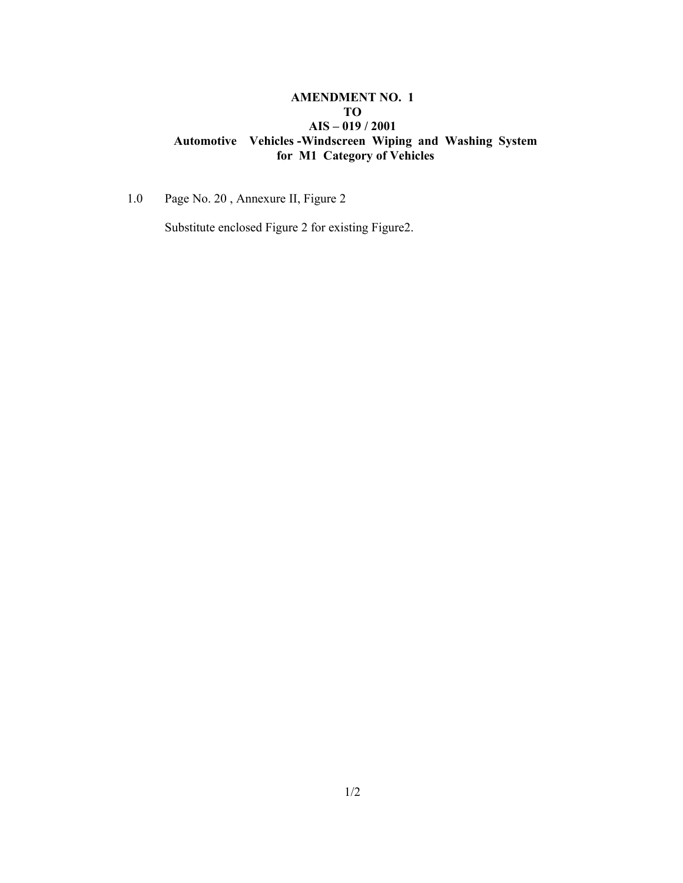**AMENDMENT NO. 1**
**TO**
**AIS – 019 / 2001**
**Automotive Vehicles -Windscreen Wiping and Washing System for M1 Category of Vehicles**

1.0 Page No. 20 , Annexure II, Figure 2

Substitute enclosed Figure 2 for existing Figure2.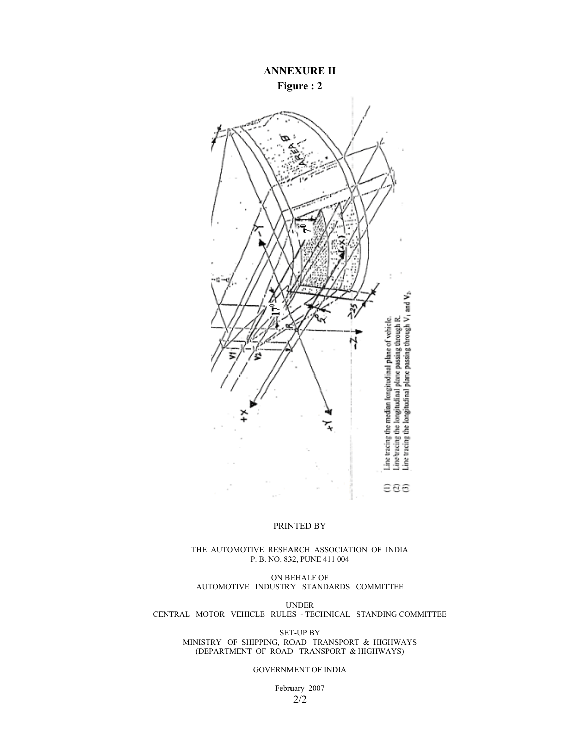## ANNEXURE II

**Figure : 2**

(1) Line tracing the median longitudinal plane of vehicle.
(2) Line tracing the longitudinal plane passing through R.
(3) Line tracing the longitudinal plane passing through $V_1$ and $V_2$.

PRINTED BY

THE AUTOMOTIVE RESEARCH ASSOCIATION OF INDIA
P. B. NO. 832, PUNE 411 004

ON BEHALF OF
AUTOMOTIVE INDUSTRY STANDARDS COMMITTEE

UNDER
CENTRAL MOTOR VEHICLE RULES - TECHNICAL STANDING COMMITTEE

SET-UP BY
MINISTRY OF SHIPPING, ROAD TRANSPORT & HIGHWAYS
(DEPARTMENT OF ROAD TRANSPORT & HIGHWAYS)

GOVERNMENT OF INDIA

February 2007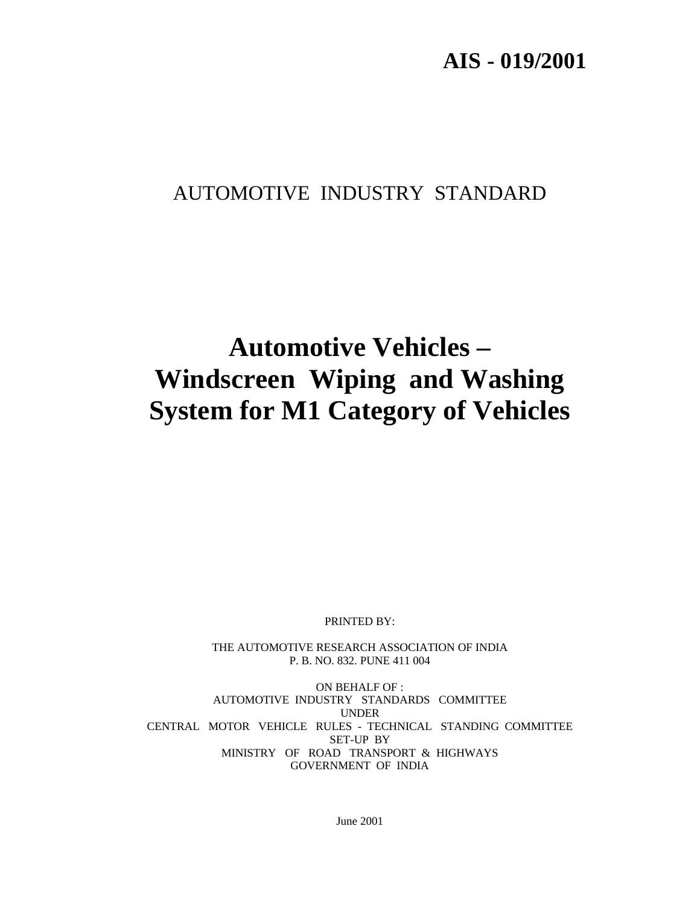# AIS - 019/2001

AUTOMOTIVE INDUSTRY STANDARD

# Automotive Vehicles – Windscreen Wiping and Washing System for M1 Category of Vehicles

PRINTED BY:

THE AUTOMOTIVE RESEARCH ASSOCIATION OF INDIA
P. B. NO. 832. PUNE 411 004

ON BEHALF OF :
AUTOMOTIVE INDUSTRY STANDARDS COMMITTEE
UNDER
CENTRAL MOTOR VEHICLE RULES - TECHNICAL STANDING COMMITTEE
SET-UP BY
MINISTRY OF ROAD TRANSPORT & HIGHWAYS
GOVERNMENT OF INDIA

June 2001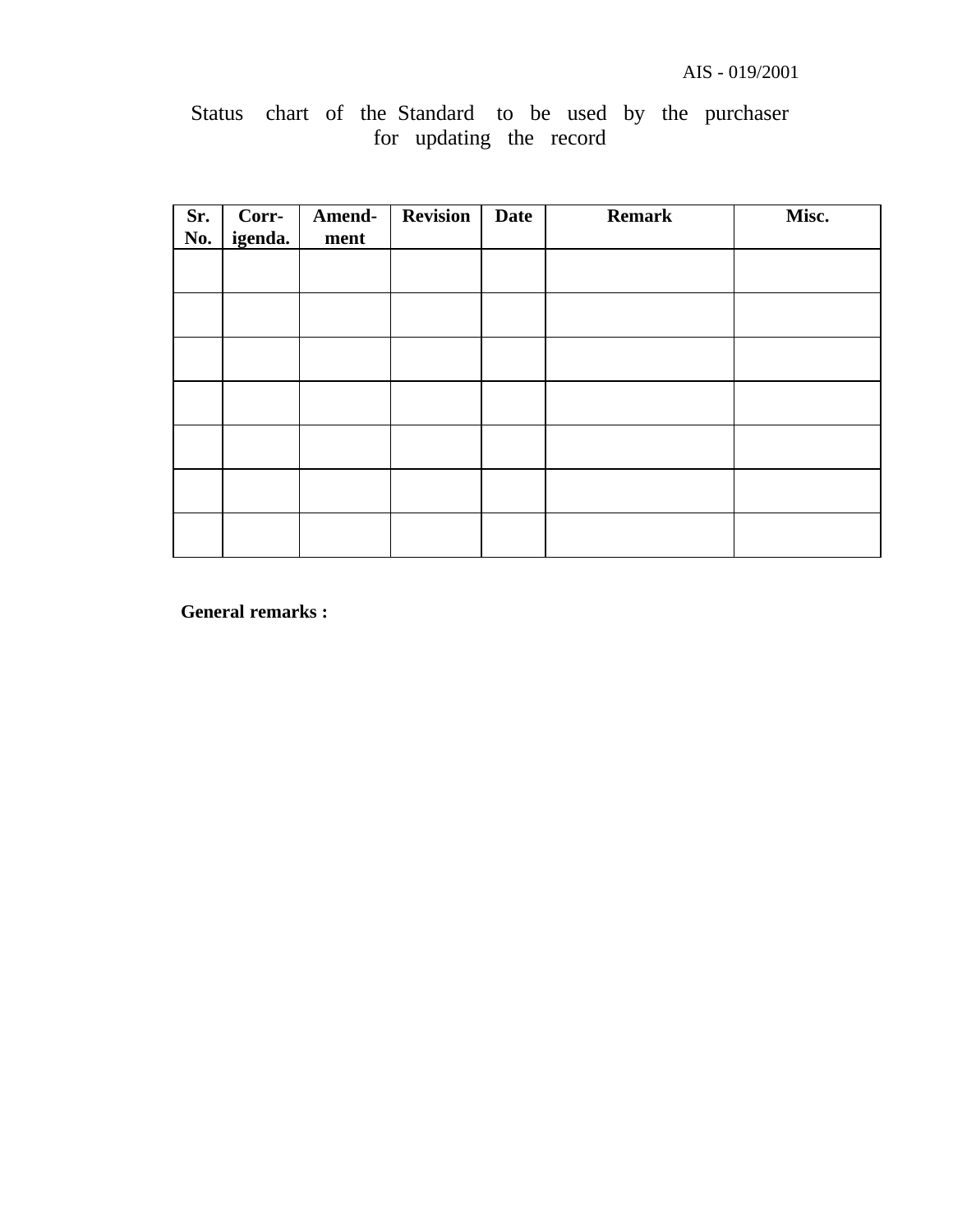Status chart of the Standard to be used by the purchaser for updating the record

| Sr. No. | Corr-igenda. | Amend-ment | Revision | Date | Remark | Misc. |
|---|---|---|---|---|---|---|
| | | | | | | |
| | | | | | | |
| | | | | | | |
| | | | | | | |
| | | | | | | |
| | | | | | | |
| | | | | | | |

**General remarks :**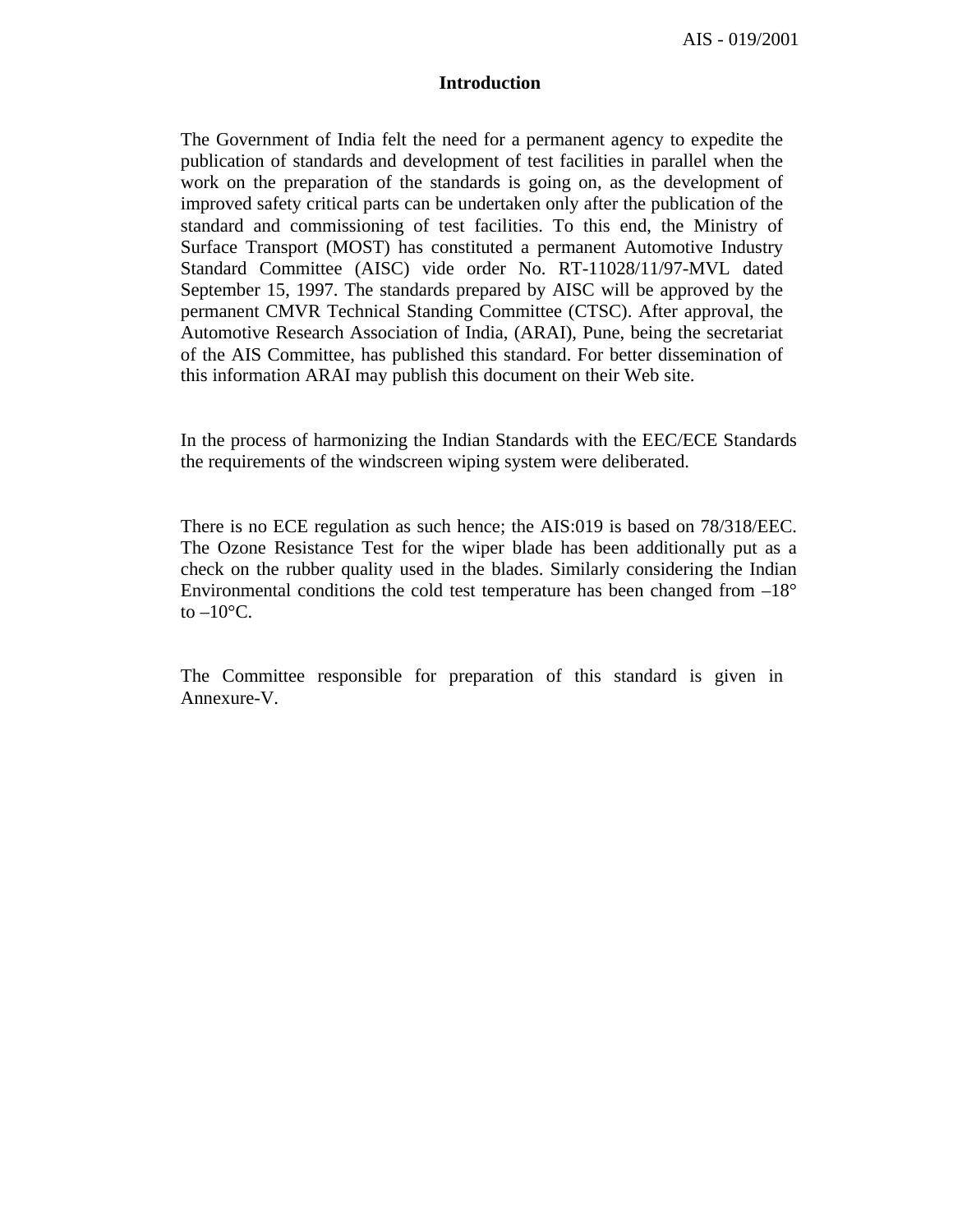# Introduction

The Government of India felt the need for a permanent agency to expedite the publication of standards and development of test facilities in parallel when the work on the preparation of the standards is going on, as the development of improved safety critical parts can be undertaken only after the publication of the standard and commissioning of test facilities. To this end, the Ministry of Surface Transport (MOST) has constituted a permanent Automotive Industry Standard Committee (AISC) vide order No. RT-11028/11/97-MVL dated September 15, 1997. The standards prepared by AISC will be approved by the permanent CMVR Technical Standing Committee (CTSC). After approval, the Automotive Research Association of India, (ARAI), Pune, being the secretariat of the AIS Committee, has published this standard. For better dissemination of this information ARAI may publish this document on their Web site.

In the process of harmonizing the Indian Standards with the EEC/ECE Standards the requirements of the windscreen wiping system were deliberated.

There is no ECE regulation as such hence; the AIS:019 is based on 78/318/EEC. The Ozone Resistance Test for the wiper blade has been additionally put as a check on the rubber quality used in the blades. Similarly considering the Indian Environmental conditions the cold test temperature has been changed from –18° to –10°C.

The Committee responsible for preparation of this standard is given in Annexure-V.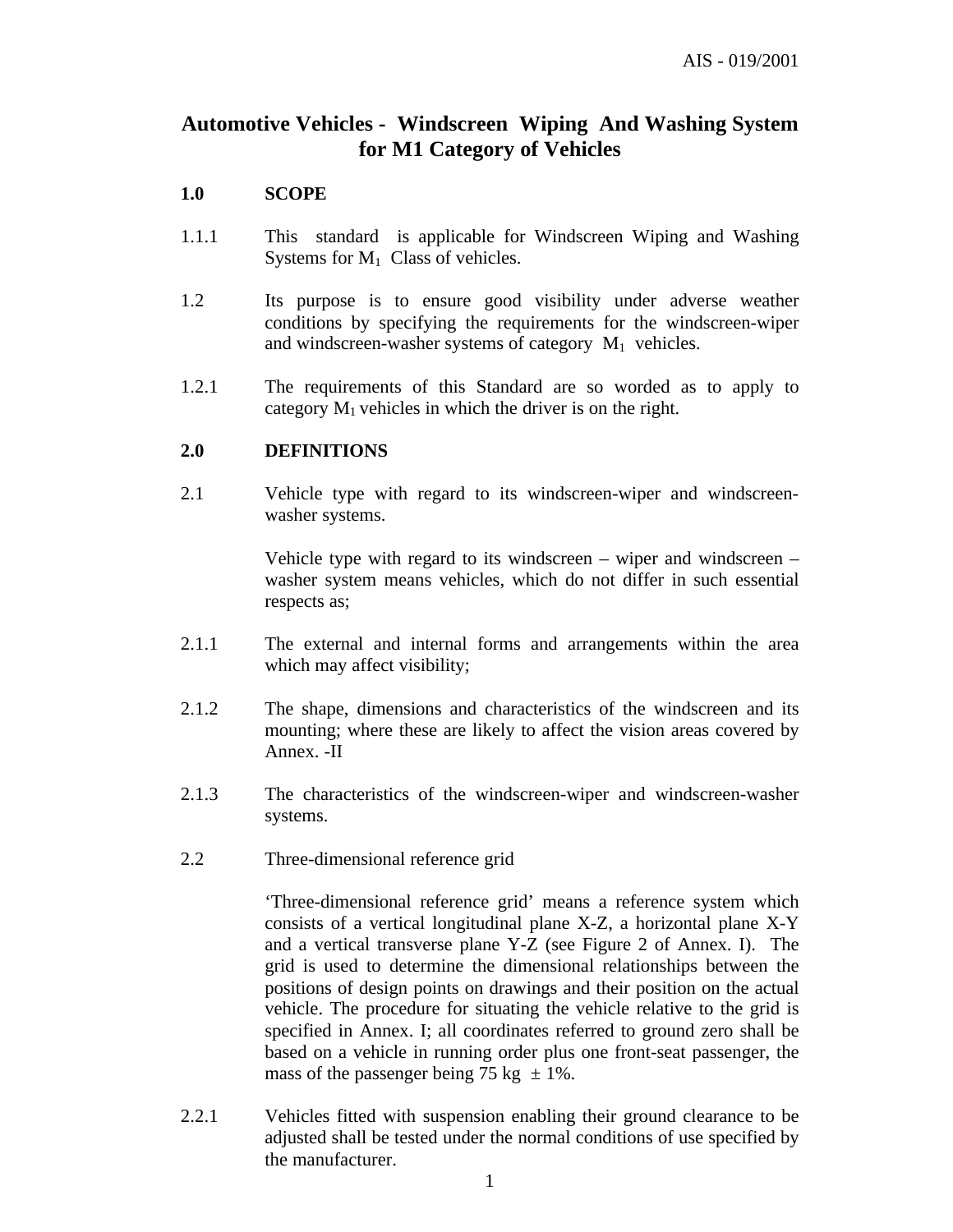# Automotive Vehicles - Windscreen Wiping And Washing System for M1 Category of Vehicles

**1.0 SCOPE**

1.1.1 This standard is applicable for Windscreen Wiping and Washing Systems for $M_1$ Class of vehicles.

1.2 Its purpose is to ensure good visibility under adverse weather conditions by specifying the requirements for the windscreen-wiper and windscreen-washer systems of category $M_1$ vehicles.

1.2.1 The requirements of this Standard are so worded as to apply to category $M_1$ vehicles in which the driver is on the right.

**2.0 DEFINITIONS**

2.1 Vehicle type with regard to its windscreen-wiper and windscreen-washer systems.

Vehicle type with regard to its windscreen – wiper and windscreen – washer system means vehicles, which do not differ in such essential respects as;

2.1.1 The external and internal forms and arrangements within the area which may affect visibility;

2.1.2 The shape, dimensions and characteristics of the windscreen and its mounting; where these are likely to affect the vision areas covered by Annex. -II

2.1.3 The characteristics of the windscreen-wiper and windscreen-washer systems.

2.2 Three-dimensional reference grid

'Three-dimensional reference grid' means a reference system which consists of a vertical longitudinal plane X-Z, a horizontal plane X-Y and a vertical transverse plane Y-Z (see Figure 2 of Annex. I). The grid is used to determine the dimensional relationships between the positions of design points on drawings and their position on the actual vehicle. The procedure for situating the vehicle relative to the grid is specified in Annex. I; all coordinates referred to ground zero shall be based on a vehicle in running order plus one front-seat passenger, the mass of the passenger being 75 kg ± 1%.

2.2.1 Vehicles fitted with suspension enabling their ground clearance to be adjusted shall be tested under the normal conditions of use specified by the manufacturer.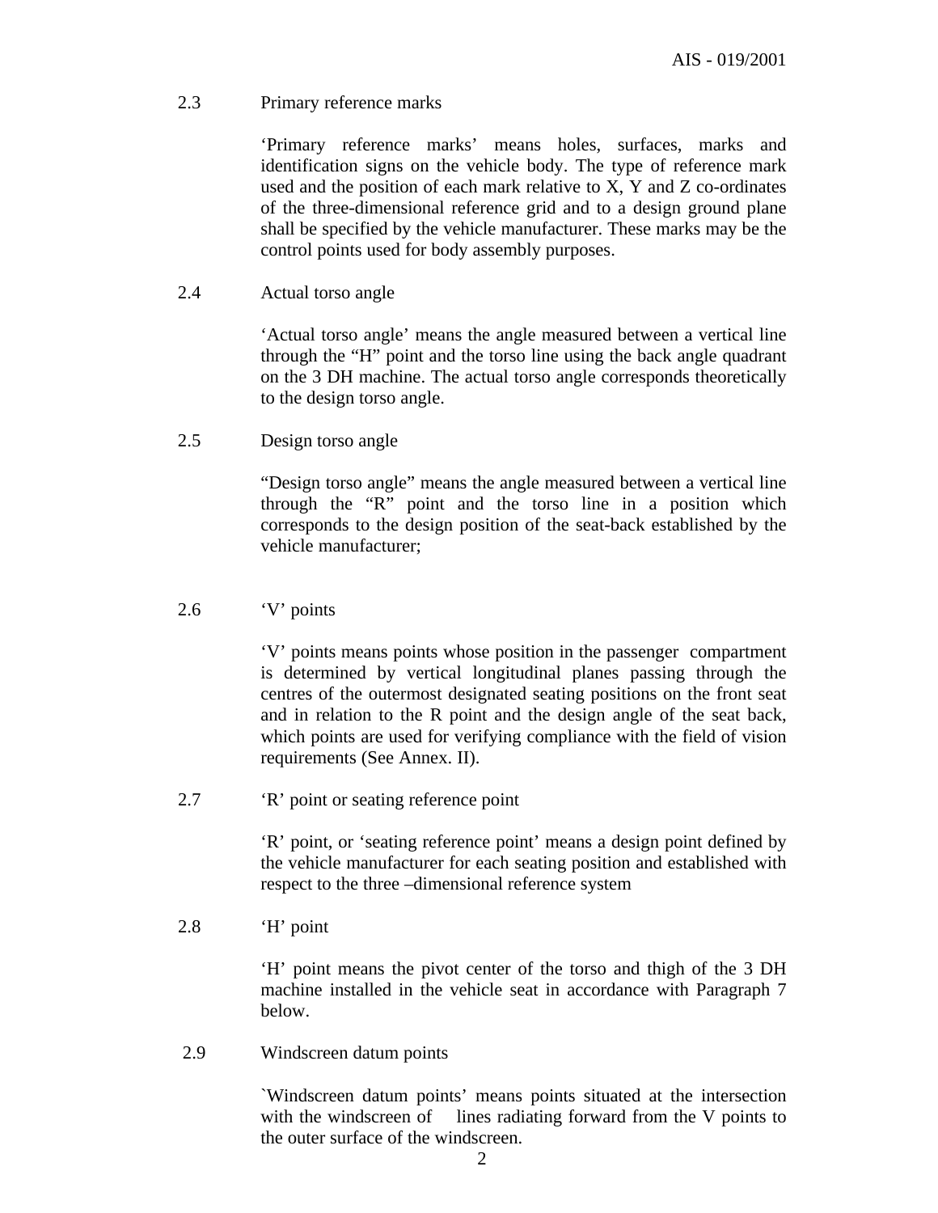2.3 Primary reference marks

‘Primary reference marks’ means holes, surfaces, marks and identification signs on the vehicle body. The type of reference mark used and the position of each mark relative to X, Y and Z co-ordinates of the three-dimensional reference grid and to a design ground plane shall be specified by the vehicle manufacturer. These marks may be the control points used for body assembly purposes.

2.4 Actual torso angle

‘Actual torso angle’ means the angle measured between a vertical line through the “H” point and the torso line using the back angle quadrant on the 3 DH machine. The actual torso angle corresponds theoretically to the design torso angle.

2.5 Design torso angle

“Design torso angle” means the angle measured between a vertical line through the “R” point and the torso line in a position which corresponds to the design position of the seat-back established by the vehicle manufacturer;

2.6 ‘V’ points

‘V’ points means points whose position in the passenger compartment is determined by vertical longitudinal planes passing through the centres of the outermost designated seating positions on the front seat and in relation to the R point and the design angle of the seat back, which points are used for verifying compliance with the field of vision requirements (See Annex. II).

2.7 ‘R’ point or seating reference point

‘R’ point, or ‘seating reference point’ means a design point defined by the vehicle manufacturer for each seating position and established with respect to the three –dimensional reference system

2.8 ‘H’ point

‘H’ point means the pivot center of the torso and thigh of the 3 DH machine installed in the vehicle seat in accordance with Paragraph 7 below.

2.9 Windscreen datum points

`Windscreen datum points’ means points situated at the intersection with the windscreen of lines radiating forward from the V points to the outer surface of the windscreen.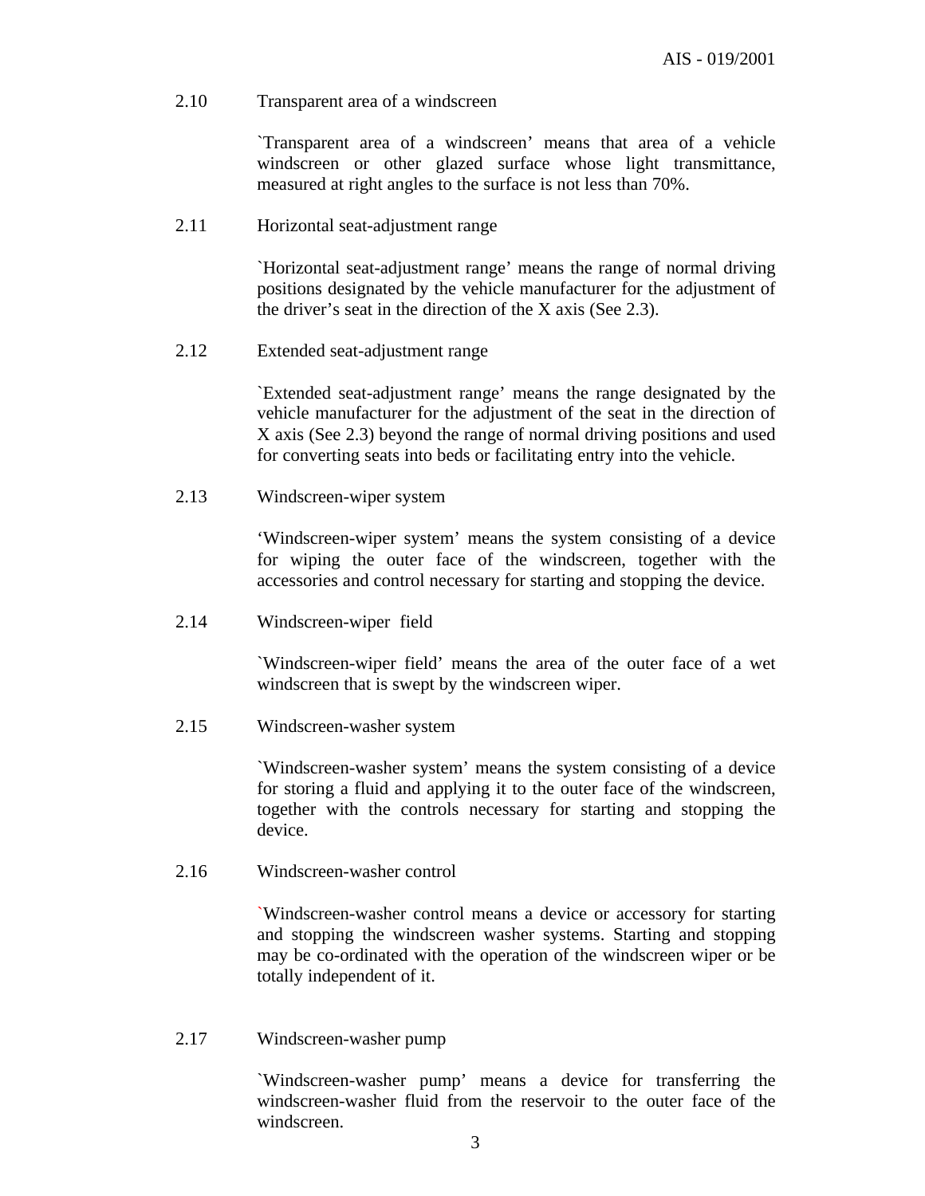2.10 Transparent area of a windscreen

`Transparent area of a windscreen' means that area of a vehicle windscreen or other glazed surface whose light transmittance, measured at right angles to the surface is not less than 70%.

2.11 Horizontal seat-adjustment range

`Horizontal seat-adjustment range' means the range of normal driving positions designated by the vehicle manufacturer for the adjustment of the driver's seat in the direction of the X axis (See 2.3).

2.12 Extended seat-adjustment range

`Extended seat-adjustment range' means the range designated by the vehicle manufacturer for the adjustment of the seat in the direction of X axis (See 2.3) beyond the range of normal driving positions and used for converting seats into beds or facilitating entry into the vehicle.

2.13 Windscreen-wiper system

'Windscreen-wiper system' means the system consisting of a device for wiping the outer face of the windscreen, together with the accessories and control necessary for starting and stopping the device.

2.14 Windscreen-wiper field

`Windscreen-wiper field' means the area of the outer face of a wet windscreen that is swept by the windscreen wiper.

2.15 Windscreen-washer system

`Windscreen-washer system' means the system consisting of a device for storing a fluid and applying it to the outer face of the windscreen, together with the controls necessary for starting and stopping the device.

2.16 Windscreen-washer control

`Windscreen-washer control means a device or accessory for starting and stopping the windscreen washer systems. Starting and stopping may be co-ordinated with the operation of the windscreen wiper or be totally independent of it.

2.17 Windscreen-washer pump

`Windscreen-washer pump' means a device for transferring the windscreen-washer fluid from the reservoir to the outer face of the windscreen.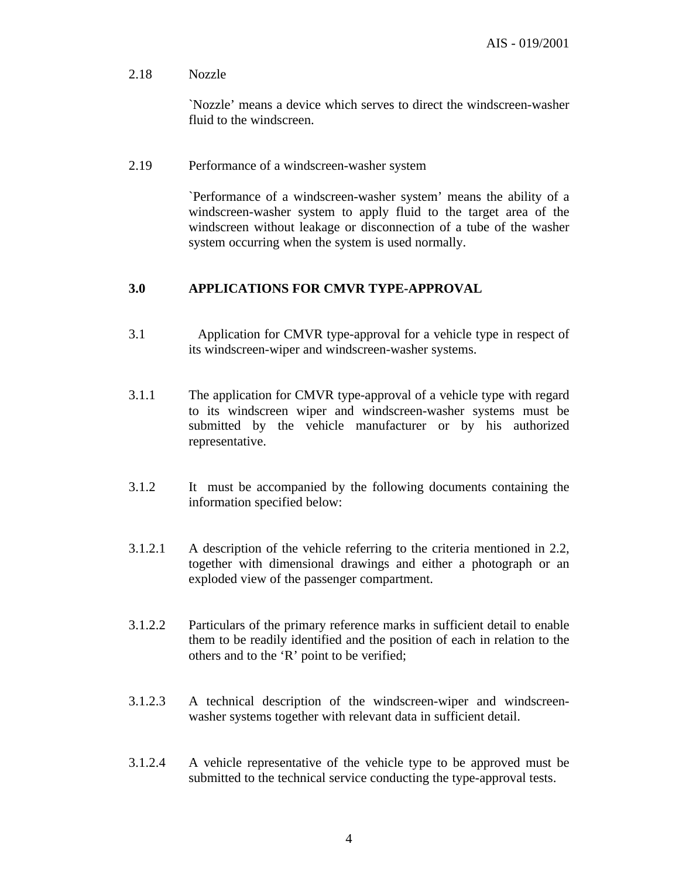2.18 Nozzle

`Nozzle' means a device which serves to direct the windscreen-washer fluid to the windscreen.

2.19 Performance of a windscreen-washer system

`Performance of a windscreen-washer system' means the ability of a windscreen-washer system to apply fluid to the target area of the windscreen without leakage or disconnection of a tube of the washer system occurring when the system is used normally.

## 3.0 APPLICATIONS FOR CMVR TYPE-APPROVAL

3.1 Application for CMVR type-approval for a vehicle type in respect of its windscreen-wiper and windscreen-washer systems.

3.1.1 The application for CMVR type-approval of a vehicle type with regard to its windscreen wiper and windscreen-washer systems must be submitted by the vehicle manufacturer or by his authorized representative.

3.1.2 It must be accompanied by the following documents containing the information specified below:

3.1.2.1 A description of the vehicle referring to the criteria mentioned in 2.2, together with dimensional drawings and either a photograph or an exploded view of the passenger compartment.

3.1.2.2 Particulars of the primary reference marks in sufficient detail to enable them to be readily identified and the position of each in relation to the others and to the 'R' point to be verified;

3.1.2.3 A technical description of the windscreen-wiper and windscreen-washer systems together with relevant data in sufficient detail.

3.1.2.4 A vehicle representative of the vehicle type to be approved must be submitted to the technical service conducting the type-approval tests.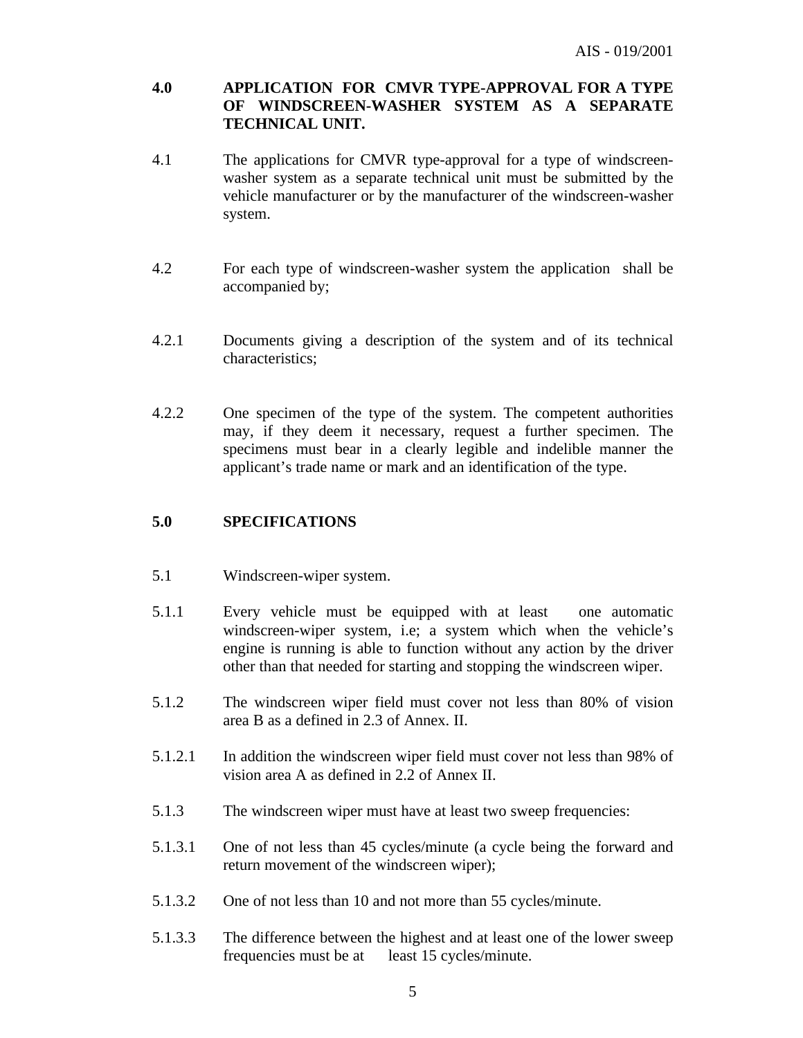## 4.0 APPLICATION FOR CMVR TYPE-APPROVAL FOR A TYPE OF WINDSCREEN-WASHER SYSTEM AS A SEPARATE TECHNICAL UNIT.

4.1 The applications for CMVR type-approval for a type of windscreen-washer system as a separate technical unit must be submitted by the vehicle manufacturer or by the manufacturer of the windscreen-washer system.

4.2 For each type of windscreen-washer system the application shall be accompanied by;

4.2.1 Documents giving a description of the system and of its technical characteristics;

4.2.2 One specimen of the type of the system. The competent authorities may, if they deem it necessary, request a further specimen. The specimens must bear in a clearly legible and indelible manner the applicant's trade name or mark and an identification of the type.

## 5.0 SPECIFICATIONS

5.1 Windscreen-wiper system.

5.1.1 Every vehicle must be equipped with at least one automatic windscreen-wiper system, i.e; a system which when the vehicle's engine is running is able to function without any action by the driver other than that needed for starting and stopping the windscreen wiper.

5.1.2 The windscreen wiper field must cover not less than 80% of vision area B as a defined in 2.3 of Annex. II.

5.1.2.1 In addition the windscreen wiper field must cover not less than 98% of vision area A as defined in 2.2 of Annex II.

5.1.3 The windscreen wiper must have at least two sweep frequencies:

5.1.3.1 One of not less than 45 cycles/minute (a cycle being the forward and return movement of the windscreen wiper);

5.1.3.2 One of not less than 10 and not more than 55 cycles/minute.

5.1.3.3 The difference between the highest and at least one of the lower sweep frequencies must be at least 15 cycles/minute.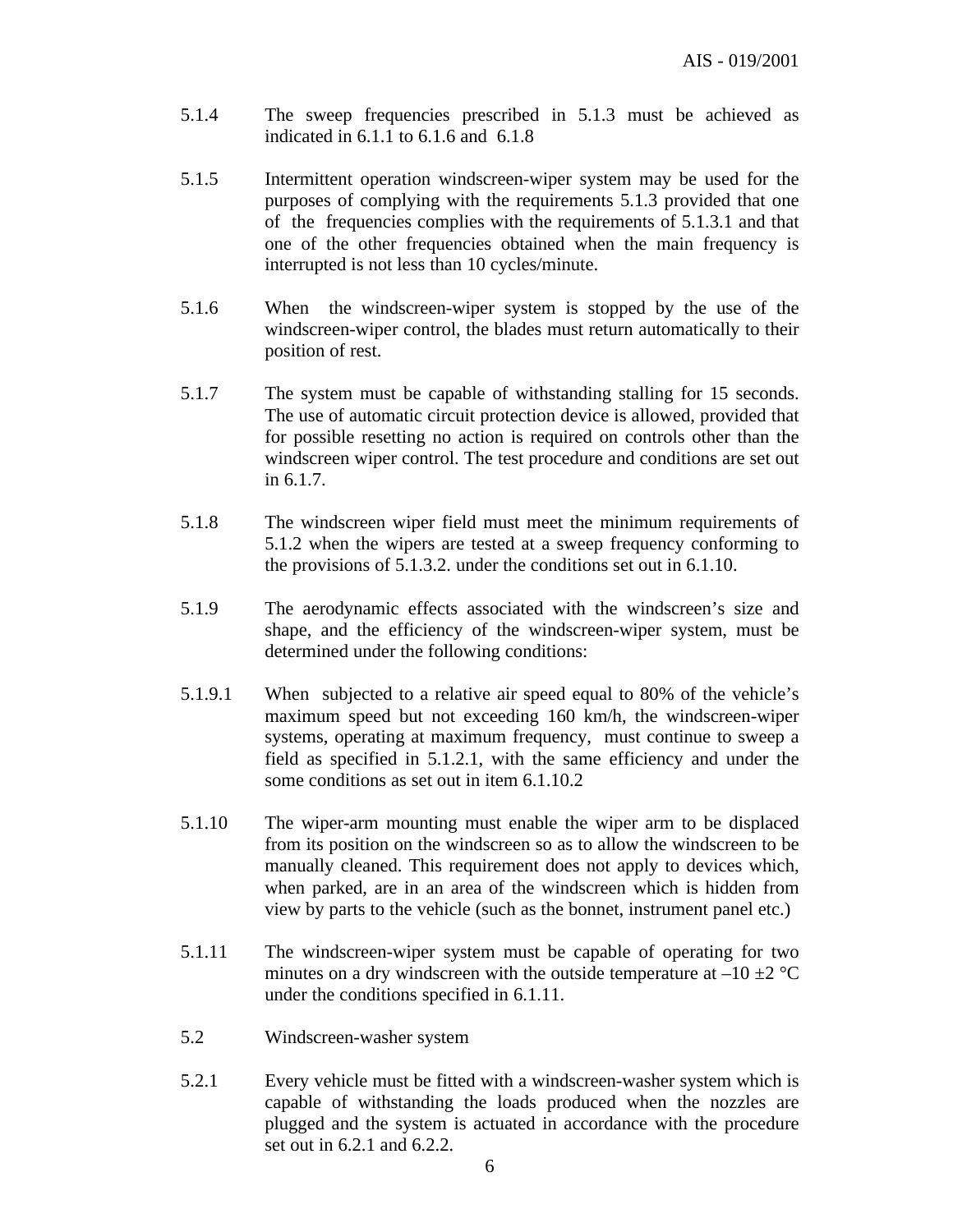5.1.4 The sweep frequencies prescribed in 5.1.3 must be achieved as indicated in 6.1.1 to 6.1.6 and 6.1.8

5.1.5 Intermittent operation windscreen-wiper system may be used for the purposes of complying with the requirements 5.1.3 provided that one of the frequencies complies with the requirements of 5.1.3.1 and that one of the other frequencies obtained when the main frequency is interrupted is not less than 10 cycles/minute.

5.1.6 When the windscreen-wiper system is stopped by the use of the windscreen-wiper control, the blades must return automatically to their position of rest.

5.1.7 The system must be capable of withstanding stalling for 15 seconds. The use of automatic circuit protection device is allowed, provided that for possible resetting no action is required on controls other than the windscreen wiper control. The test procedure and conditions are set out in 6.1.7.

5.1.8 The windscreen wiper field must meet the minimum requirements of 5.1.2 when the wipers are tested at a sweep frequency conforming to the provisions of 5.1.3.2. under the conditions set out in 6.1.10.

5.1.9 The aerodynamic effects associated with the windscreen's size and shape, and the efficiency of the windscreen-wiper system, must be determined under the following conditions:

5.1.9.1 When subjected to a relative air speed equal to 80% of the vehicle's maximum speed but not exceeding 160 km/h, the windscreen-wiper systems, operating at maximum frequency, must continue to sweep a field as specified in 5.1.2.1, with the same efficiency and under the some conditions as set out in item 6.1.10.2

5.1.10 The wiper-arm mounting must enable the wiper arm to be displaced from its position on the windscreen so as to allow the windscreen to be manually cleaned. This requirement does not apply to devices which, when parked, are in an area of the windscreen which is hidden from view by parts to the vehicle (such as the bonnet, instrument panel etc.)

5.1.11 The windscreen-wiper system must be capable of operating for two minutes on a dry windscreen with the outside temperature at –10 ±2 °C under the conditions specified in 6.1.11.

5.2 Windscreen-washer system

5.2.1 Every vehicle must be fitted with a windscreen-washer system which is capable of withstanding the loads produced when the nozzles are plugged and the system is actuated in accordance with the procedure set out in 6.2.1 and 6.2.2.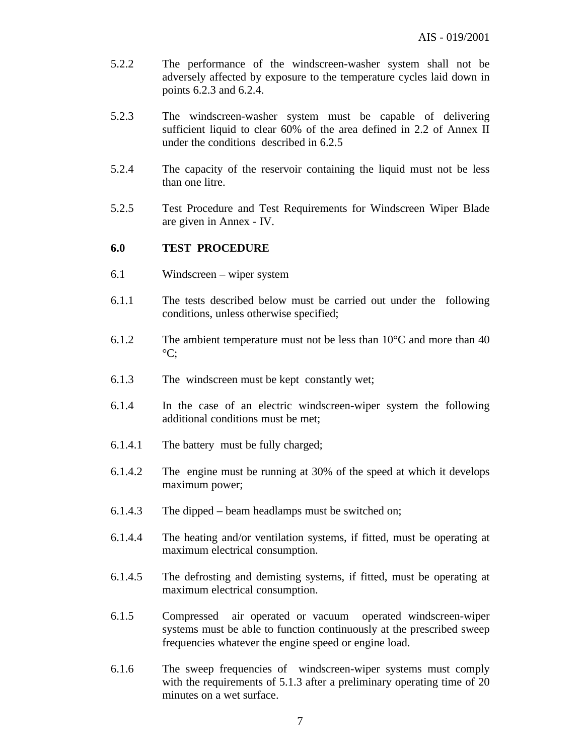5.2.2 The performance of the windscreen-washer system shall not be adversely affected by exposure to the temperature cycles laid down in points 6.2.3 and 6.2.4.

5.2.3 The windscreen-washer system must be capable of delivering sufficient liquid to clear 60% of the area defined in 2.2 of Annex II under the conditions described in 6.2.5

5.2.4 The capacity of the reservoir containing the liquid must not be less than one litre.

5.2.5 Test Procedure and Test Requirements for Windscreen Wiper Blade are given in Annex - IV.

**6.0 TEST PROCEDURE**

6.1 Windscreen – wiper system

6.1.1 The tests described below must be carried out under the following conditions, unless otherwise specified;

6.1.2 The ambient temperature must not be less than 10°C and more than 40 °C;

6.1.3 The windscreen must be kept constantly wet;

6.1.4 In the case of an electric windscreen-wiper system the following additional conditions must be met;

6.1.4.1 The battery must be fully charged;

6.1.4.2 The engine must be running at 30% of the speed at which it develops maximum power;

6.1.4.3 The dipped – beam headlamps must be switched on;

6.1.4.4 The heating and/or ventilation systems, if fitted, must be operating at maximum electrical consumption.

6.1.4.5 The defrosting and demisting systems, if fitted, must be operating at maximum electrical consumption.

6.1.5 Compressed air operated or vacuum operated windscreen-wiper systems must be able to function continuously at the prescribed sweep frequencies whatever the engine speed or engine load.

6.1.6 The sweep frequencies of windscreen-wiper systems must comply with the requirements of 5.1.3 after a preliminary operating time of 20 minutes on a wet surface.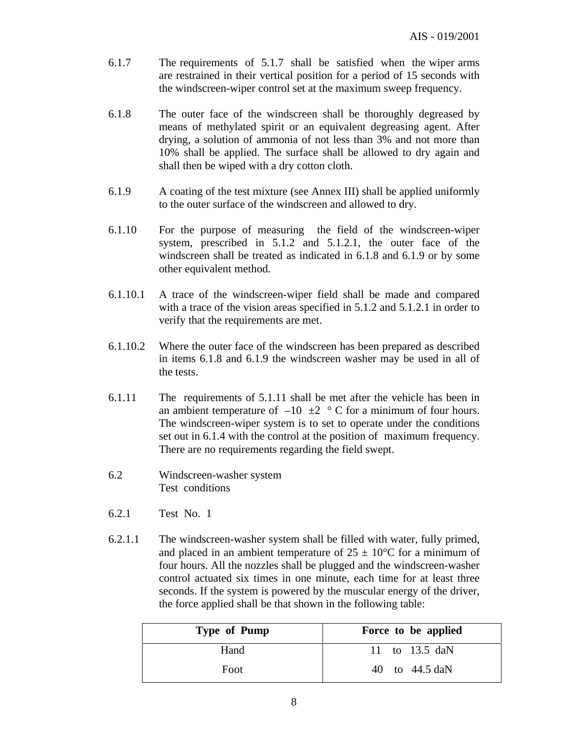6.1.7 The requirements of 5.1.7 shall be satisfied when the wiper arms are restrained in their vertical position for a period of 15 seconds with the windscreen-wiper control set at the maximum sweep frequency.

6.1.8 The outer face of the windscreen shall be thoroughly degreased by means of methylated spirit or an equivalent degreasing agent. After drying, a solution of ammonia of not less than 3% and not more than 10% shall be applied. The surface shall be allowed to dry again and shall then be wiped with a dry cotton cloth.

6.1.9 A coating of the test mixture (see Annex III) shall be applied uniformly to the outer surface of the windscreen and allowed to dry.

6.1.10 For the purpose of measuring the field of the windscreen-wiper system, prescribed in 5.1.2 and 5.1.2.1, the outer face of the windscreen shall be treated as indicated in 6.1.8 and 6.1.9 or by some other equivalent method.

6.1.10.1 A trace of the windscreen-wiper field shall be made and compared with a trace of the vision areas specified in 5.1.2 and 5.1.2.1 in order to verify that the requirements are met.

6.1.10.2 Where the outer face of the windscreen has been prepared as described in items 6.1.8 and 6.1.9 the windscreen washer may be used in all of the tests.

6.1.11 The requirements of 5.1.11 shall be met after the vehicle has been in an ambient temperature of –10 ±2 ° C for a minimum of four hours. The windscreen-wiper system is to set to operate under the conditions set out in 6.1.4 with the control at the position of maximum frequency. There are no requirements regarding the field swept.

6.2 Windscreen-washer system
Test conditions

6.2.1 Test No. 1

6.2.1.1 The windscreen-washer system shall be filled with water, fully primed, and placed in an ambient temperature of 25 ± 10°C for a minimum of four hours. All the nozzles shall be plugged and the windscreen-washer control actuated six times in one minute, each time for at least three seconds. If the system is powered by the muscular energy of the driver, the force applied shall be that shown in the following table:

| Type of Pump | Force to be applied |
|---|---|
| Hand | 11 to 13.5 daN |
| Foot | 40 to 44.5 daN |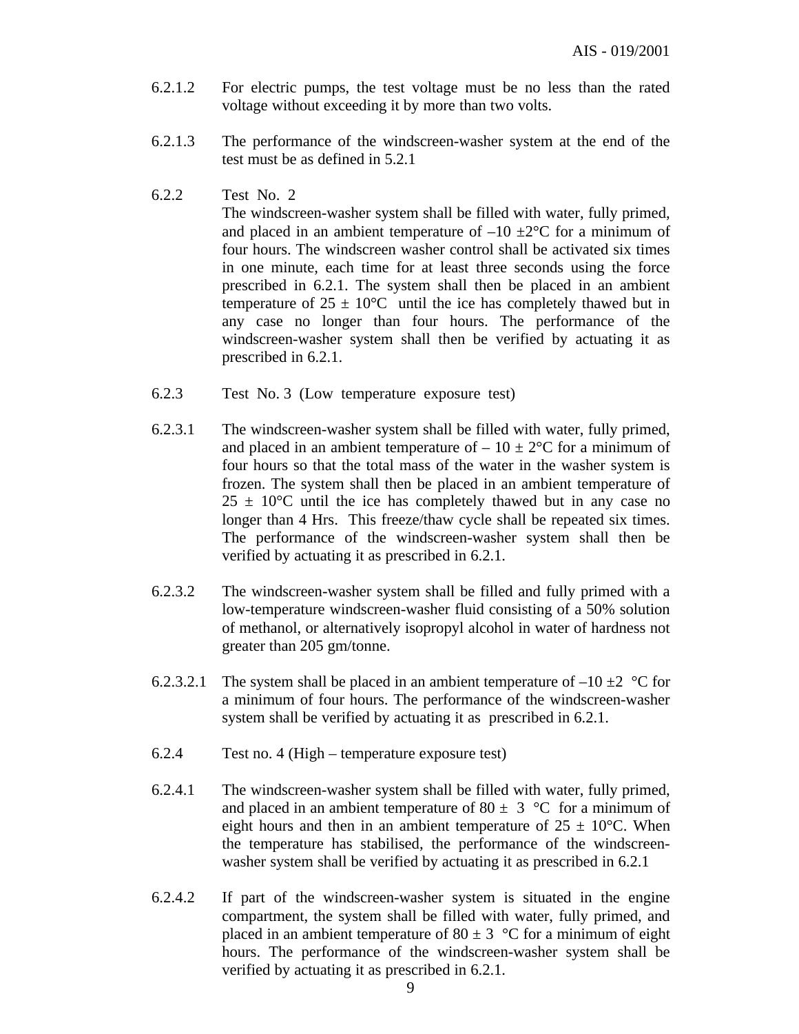6.2.1.2 For electric pumps, the test voltage must be no less than the rated voltage without exceeding it by more than two volts.

6.2.1.3 The performance of the windscreen-washer system at the end of the test must be as defined in 5.2.1

6.2.2 Test No. 2

The windscreen-washer system shall be filled with water, fully primed, and placed in an ambient temperature of –10 ±2°C for a minimum of four hours. The windscreen washer control shall be activated six times in one minute, each time for at least three seconds using the force prescribed in 6.2.1. The system shall then be placed in an ambient temperature of 25 ± 10°C until the ice has completely thawed but in any case no longer than four hours. The performance of the windscreen-washer system shall then be verified by actuating it as prescribed in 6.2.1.

6.2.3 Test No. 3 (Low temperature exposure test)

6.2.3.1 The windscreen-washer system shall be filled with water, fully primed, and placed in an ambient temperature of – 10 ± 2°C for a minimum of four hours so that the total mass of the water in the washer system is frozen. The system shall then be placed in an ambient temperature of 25 ± 10°C until the ice has completely thawed but in any case no longer than 4 Hrs. This freeze/thaw cycle shall be repeated six times. The performance of the windscreen-washer system shall then be verified by actuating it as prescribed in 6.2.1.

6.2.3.2 The windscreen-washer system shall be filled and fully primed with a low-temperature windscreen-washer fluid consisting of a 50% solution of methanol, or alternatively isopropyl alcohol in water of hardness not greater than 205 gm/tonne.

6.2.3.2.1 The system shall be placed in an ambient temperature of –10 ±2 °C for a minimum of four hours. The performance of the windscreen-washer system shall be verified by actuating it as prescribed in 6.2.1.

6.2.4 Test no. 4 (High – temperature exposure test)

6.2.4.1 The windscreen-washer system shall be filled with water, fully primed, and placed in an ambient temperature of 80 ± 3 °C for a minimum of eight hours and then in an ambient temperature of 25 ± 10°C. When the temperature has stabilised, the performance of the windscreen-washer system shall be verified by actuating it as prescribed in 6.2.1

6.2.4.2 If part of the windscreen-washer system is situated in the engine compartment, the system shall be filled with water, fully primed, and placed in an ambient temperature of 80 ± 3 °C for a minimum of eight hours. The performance of the windscreen-washer system shall be verified by actuating it as prescribed in 6.2.1.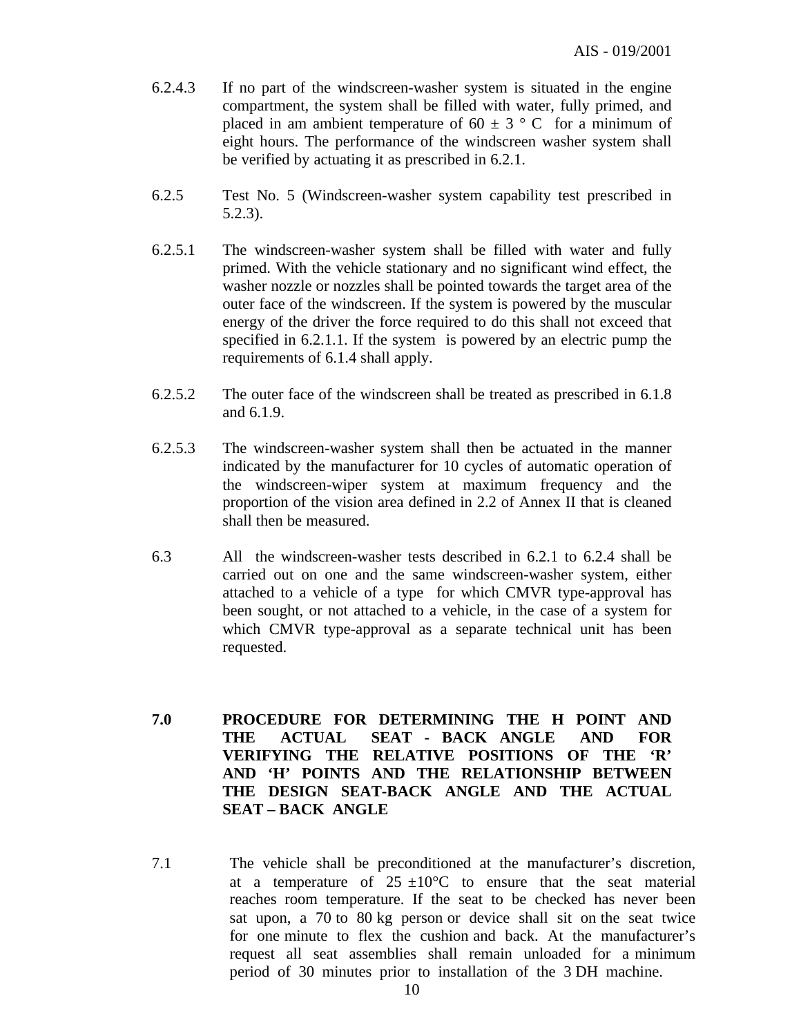6.2.4.3 If no part of the windscreen-washer system is situated in the engine compartment, the system shall be filled with water, fully primed, and placed in am ambient temperature of 60 ± 3 ° C for a minimum of eight hours. The performance of the windscreen washer system shall be verified by actuating it as prescribed in 6.2.1.

6.2.5 Test No. 5 (Windscreen-washer system capability test prescribed in 5.2.3).

6.2.5.1 The windscreen-washer system shall be filled with water and fully primed. With the vehicle stationary and no significant wind effect, the washer nozzle or nozzles shall be pointed towards the target area of the outer face of the windscreen. If the system is powered by the muscular energy of the driver the force required to do this shall not exceed that specified in 6.2.1.1. If the system is powered by an electric pump the requirements of 6.1.4 shall apply.

6.2.5.2 The outer face of the windscreen shall be treated as prescribed in 6.1.8 and 6.1.9.

6.2.5.3 The windscreen-washer system shall then be actuated in the manner indicated by the manufacturer for 10 cycles of automatic operation of the windscreen-wiper system at maximum frequency and the proportion of the vision area defined in 2.2 of Annex II that is cleaned shall then be measured.

6.3 All the windscreen-washer tests described in 6.2.1 to 6.2.4 shall be carried out on one and the same windscreen-washer system, either attached to a vehicle of a type for which CMVR type-approval has been sought, or not attached to a vehicle, in the case of a system for which CMVR type-approval as a separate technical unit has been requested.

## 7.0 PROCEDURE FOR DETERMINING THE H POINT AND THE ACTUAL SEAT - BACK ANGLE AND FOR VERIFYING THE RELATIVE POSITIONS OF THE 'R' AND 'H' POINTS AND THE RELATIONSHIP BETWEEN THE DESIGN SEAT-BACK ANGLE AND THE ACTUAL SEAT – BACK ANGLE

7.1 The vehicle shall be preconditioned at the manufacturer's discretion, at a temperature of 25 ±10°C to ensure that the seat material reaches room temperature. If the seat to be checked has never been sat upon, a 70 to 80 kg person or device shall sit on the seat twice for one minute to flex the cushion and back. At the manufacturer's request all seat assemblies shall remain unloaded for a minimum period of 30 minutes prior to installation of the 3 DH machine.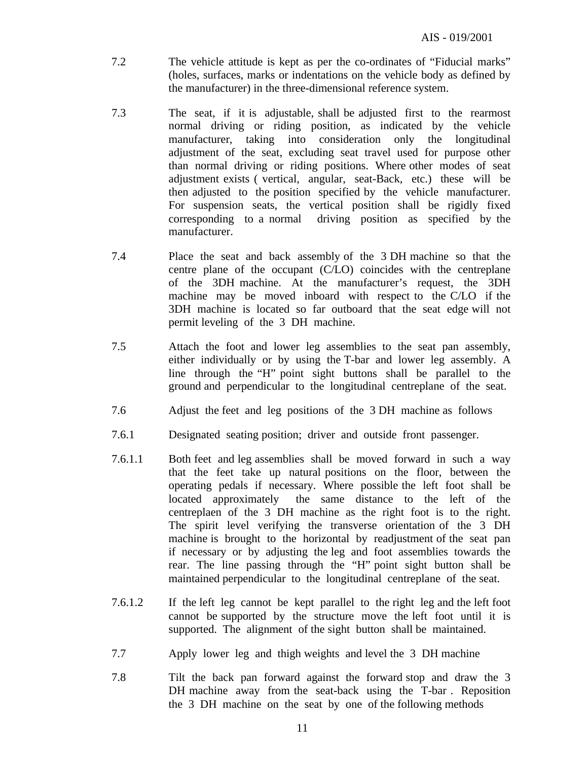7.2 The vehicle attitude is kept as per the co-ordinates of "Fiducial marks" (holes, surfaces, marks or indentations on the vehicle body as defined by the manufacturer) in the three-dimensional reference system.

7.3 The seat, if it is adjustable, shall be adjusted first to the rearmost normal driving or riding position, as indicated by the vehicle manufacturer, taking into consideration only the longitudinal adjustment of the seat, excluding seat travel used for purpose other than normal driving or riding positions. Where other modes of seat adjustment exists ( vertical, angular, seat-Back, etc.) these will be then adjusted to the position specified by the vehicle manufacturer. For suspension seats, the vertical position shall be rigidly fixed corresponding to a normal driving position as specified by the manufacturer.

7.4 Place the seat and back assembly of the 3 DH machine so that the centre plane of the occupant (C/LO) coincides with the centreplane of the 3DH machine. At the manufacturer's request, the 3DH machine may be moved inboard with respect to the C/LO if the 3DH machine is located so far outboard that the seat edge will not permit leveling of the 3 DH machine.

7.5 Attach the foot and lower leg assemblies to the seat pan assembly, either individually or by using the T-bar and lower leg assembly. A line through the "H" point sight buttons shall be parallel to the ground and perpendicular to the longitudinal centreplane of the seat.

7.6 Adjust the feet and leg positions of the 3 DH machine as follows

7.6.1 Designated seating position; driver and outside front passenger.

7.6.1.1 Both feet and leg assemblies shall be moved forward in such a way that the feet take up natural positions on the floor, between the operating pedals if necessary. Where possible the left foot shall be located approximately the same distance to the left of the centreplaen of the 3 DH machine as the right foot is to the right. The spirit level verifying the transverse orientation of the 3 DH machine is brought to the horizontal by readjustment of the seat pan if necessary or by adjusting the leg and foot assemblies towards the rear. The line passing through the "H" point sight button shall be maintained perpendicular to the longitudinal centreplane of the seat.

7.6.1.2 If the left leg cannot be kept parallel to the right leg and the left foot cannot be supported by the structure move the left foot until it is supported. The alignment of the sight button shall be maintained.

7.7 Apply lower leg and thigh weights and level the 3 DH machine

7.8 Tilt the back pan forward against the forward stop and draw the 3 DH machine away from the seat-back using the T-bar . Reposition the 3 DH machine on the seat by one of the following methods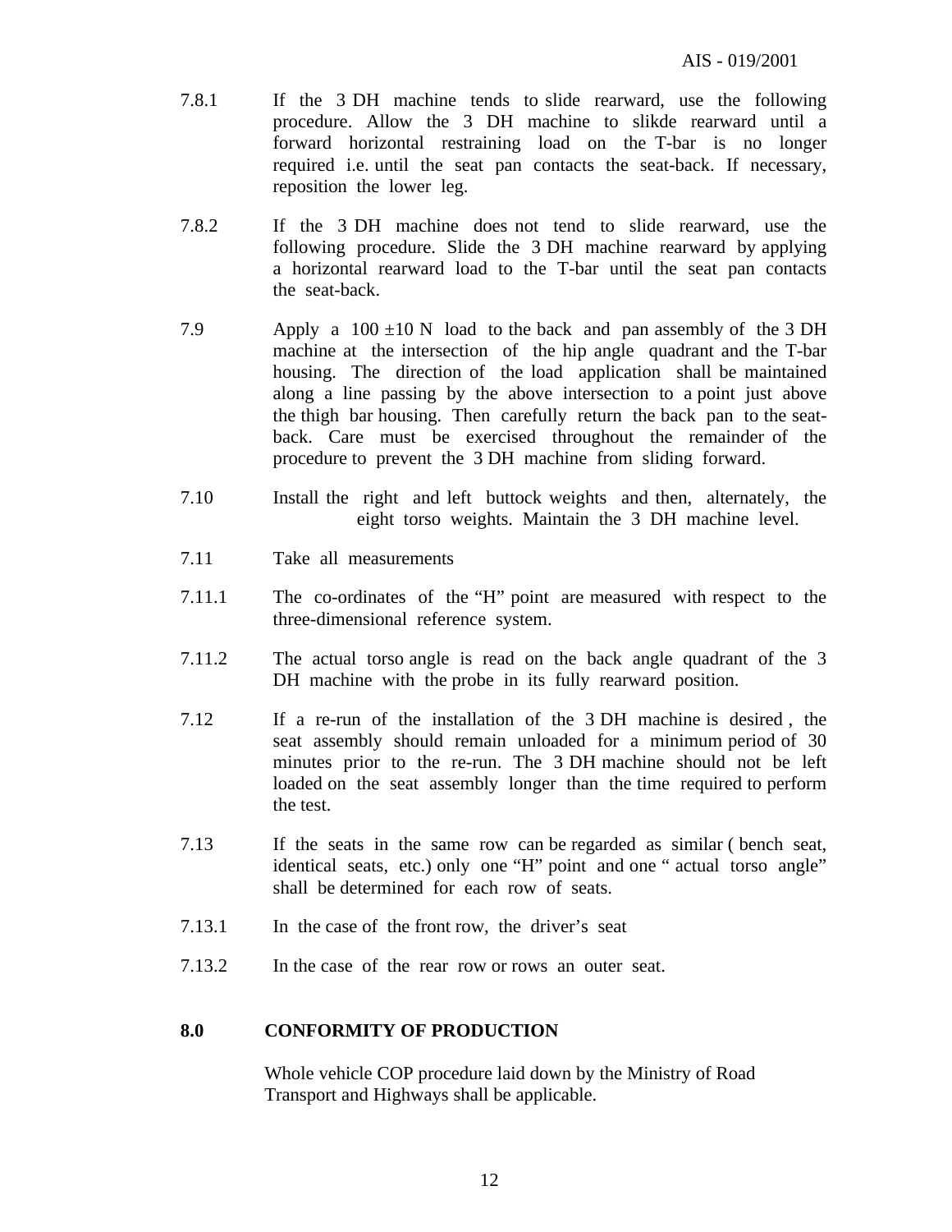7.8.1 If the 3 DH machine tends to slide rearward, use the following procedure. Allow the 3 DH machine to slikde rearward until a forward horizontal restraining load on the T-bar is no longer required i.e. until the seat pan contacts the seat-back. If necessary, reposition the lower leg.

7.8.2 If the 3 DH machine does not tend to slide rearward, use the following procedure. Slide the 3 DH machine rearward by applying a horizontal rearward load to the T-bar until the seat pan contacts the seat-back.

7.9 Apply a 100 ±10 N load to the back and pan assembly of the 3 DH machine at the intersection of the hip angle quadrant and the T-bar housing. The direction of the load application shall be maintained along a line passing by the above intersection to a point just above the thigh bar housing. Then carefully return the back pan to the seat-back. Care must be exercised throughout the remainder of the procedure to prevent the 3 DH machine from sliding forward.

7.10 Install the right and left buttock weights and then, alternately, the eight torso weights. Maintain the 3 DH machine level.

7.11 Take all measurements

7.11.1 The co-ordinates of the "H" point are measured with respect to the three-dimensional reference system.

7.11.2 The actual torso angle is read on the back angle quadrant of the 3 DH machine with the probe in its fully rearward position.

7.12 If a re-run of the installation of the 3 DH machine is desired , the seat assembly should remain unloaded for a minimum period of 30 minutes prior to the re-run. The 3 DH machine should not be left loaded on the seat assembly longer than the time required to perform the test.

7.13 If the seats in the same row can be regarded as similar ( bench seat, identical seats, etc.) only one "H" point and one " actual torso angle" shall be determined for each row of seats.

7.13.1 In the case of the front row, the driver's seat

7.13.2 In the case of the rear row or rows an outer seat.

## 8.0 CONFORMITY OF PRODUCTION

Whole vehicle COP procedure laid down by the Ministry of Road Transport and Highways shall be applicable.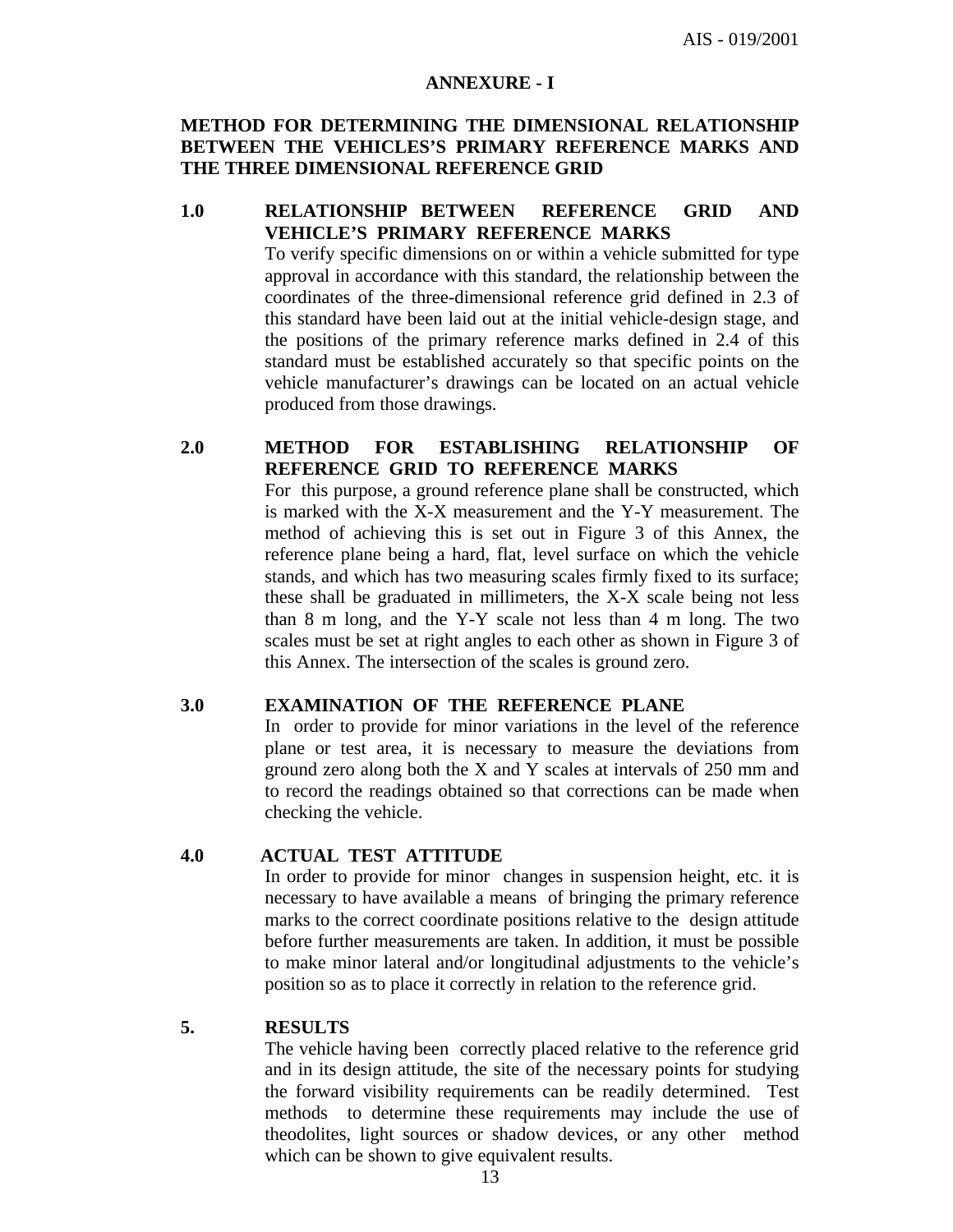## ANNEXURE - I

### METHOD FOR DETERMINING THE DIMENSIONAL RELATIONSHIP BETWEEN THE VEHICLES'S PRIMARY REFERENCE MARKS AND THE THREE DIMENSIONAL REFERENCE GRID

**1.0 RELATIONSHIP BETWEEN REFERENCE GRID AND VEHICLE'S PRIMARY REFERENCE MARKS**

To verify specific dimensions on or within a vehicle submitted for type approval in accordance with this standard, the relationship between the coordinates of the three-dimensional reference grid defined in 2.3 of this standard have been laid out at the initial vehicle-design stage, and the positions of the primary reference marks defined in 2.4 of this standard must be established accurately so that specific points on the vehicle manufacturer's drawings can be located on an actual vehicle produced from those drawings.

**2.0 METHOD FOR ESTABLISHING RELATIONSHIP OF REFERENCE GRID TO REFERENCE MARKS**

For this purpose, a ground reference plane shall be constructed, which is marked with the X-X measurement and the Y-Y measurement. The method of achieving this is set out in Figure 3 of this Annex, the reference plane being a hard, flat, level surface on which the vehicle stands, and which has two measuring scales firmly fixed to its surface; these shall be graduated in millimeters, the X-X scale being not less than 8 m long, and the Y-Y scale not less than 4 m long. The two scales must be set at right angles to each other as shown in Figure 3 of this Annex. The intersection of the scales is ground zero.

**3.0 EXAMINATION OF THE REFERENCE PLANE**

In order to provide for minor variations in the level of the reference plane or test area, it is necessary to measure the deviations from ground zero along both the X and Y scales at intervals of 250 mm and to record the readings obtained so that corrections can be made when checking the vehicle.

**4.0 ACTUAL TEST ATTITUDE**

In order to provide for minor changes in suspension height, etc. it is necessary to have available a means of bringing the primary reference marks to the correct coordinate positions relative to the design attitude before further measurements are taken. In addition, it must be possible to make minor lateral and/or longitudinal adjustments to the vehicle's position so as to place it correctly in relation to the reference grid.

**5. RESULTS**

The vehicle having been correctly placed relative to the reference grid and in its design attitude, the site of the necessary points for studying the forward visibility requirements can be readily determined. Test methods to determine these requirements may include the use of theodolites, light sources or shadow devices, or any other method which can be shown to give equivalent results.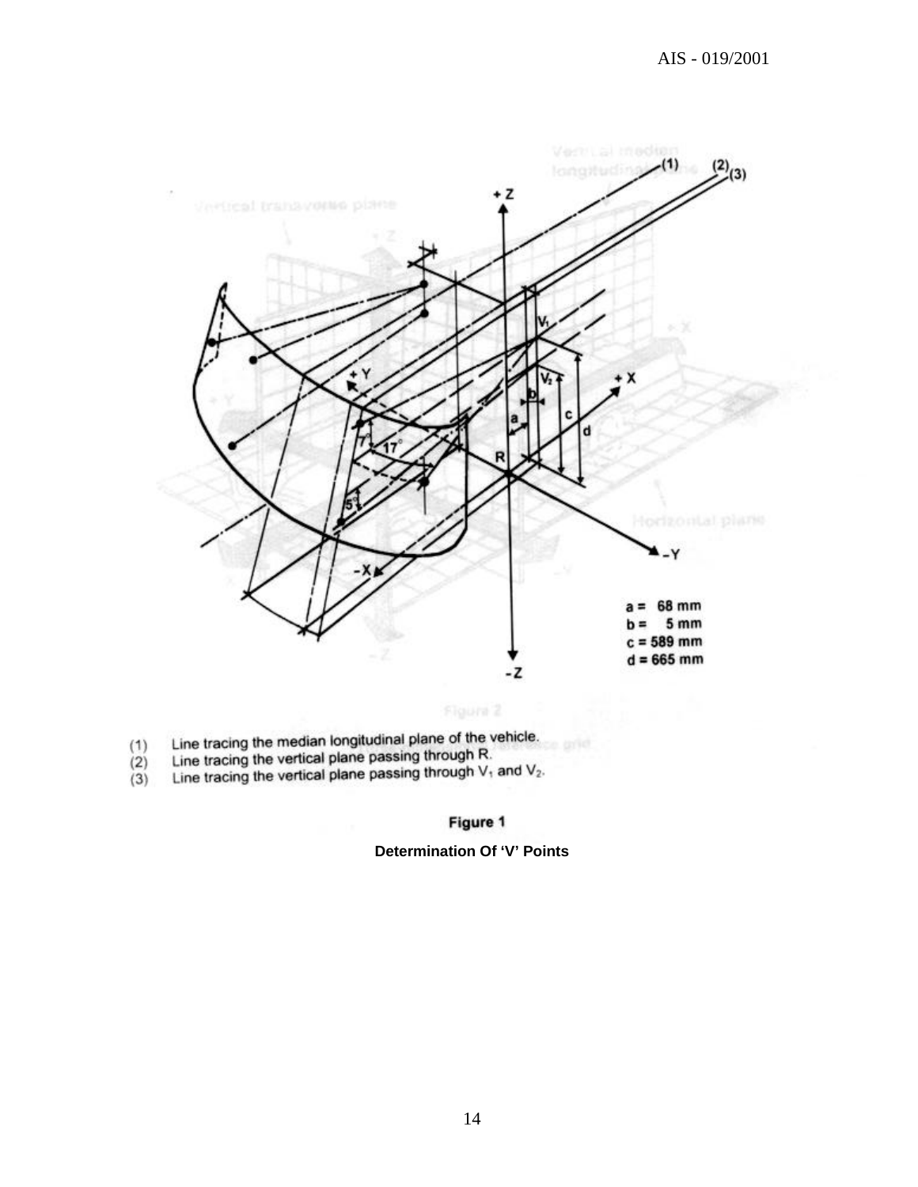a = 68 mm
b = 5 mm
c = 589 mm
d = 665 mm

(1) Line tracing the median longitudinal plane of the vehicle.
(2) Line tracing the vertical plane passing through R.
(3) Line tracing the vertical plane passing through $V_1$ and $V_2$.

**Figure 1**

**Determination Of 'V' Points**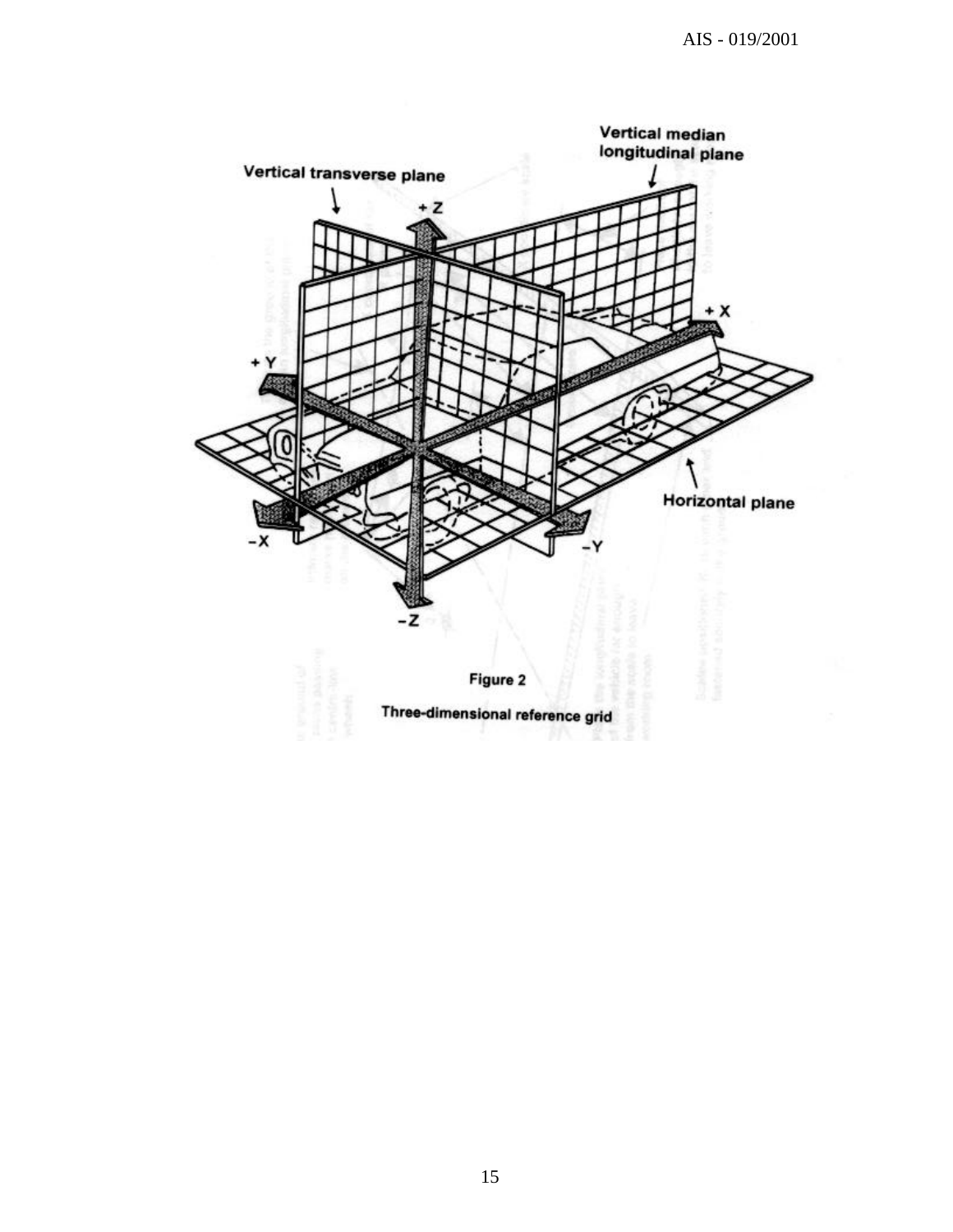Figure 2

Three-dimensional reference grid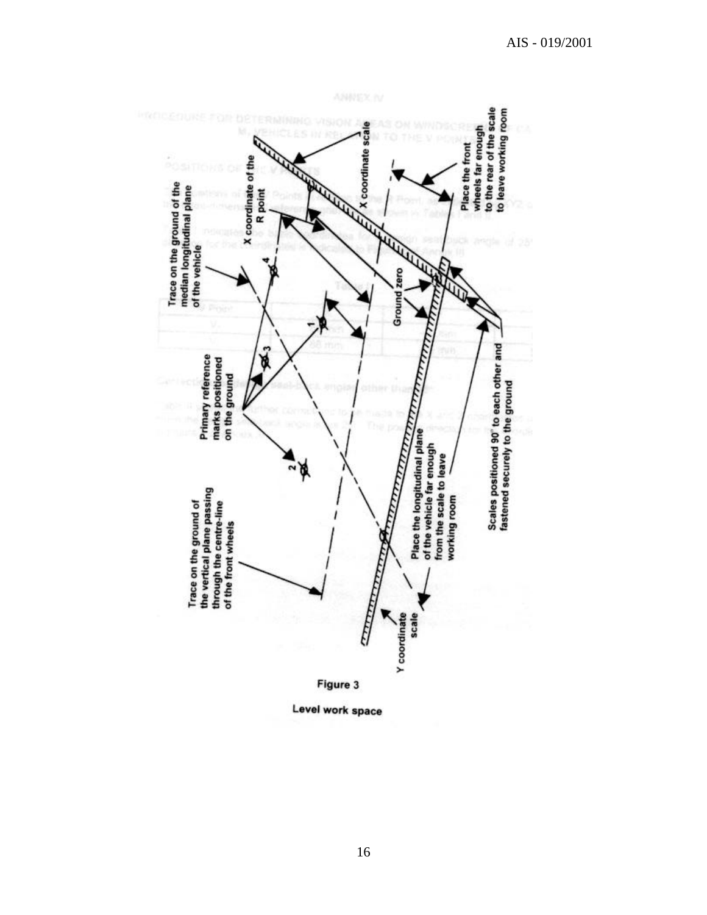Trace on the ground of the median longitudinal plane of the vehicle

X coordinate of the R point

X coordinate scale

Place the front wheels far enough to the rear of the scale to leave working room

Ground zero

Primary reference marks positioned on the ground

Scales positioned 90° to each other and fastened securely to the ground

Place the longitudinal plane of the vehicle far enough from the scale to leave working room

Trace on the ground of the vertical plane passing through the centre-line of the front wheels

Y coordinate scale

**Figure 3**

**Level work space**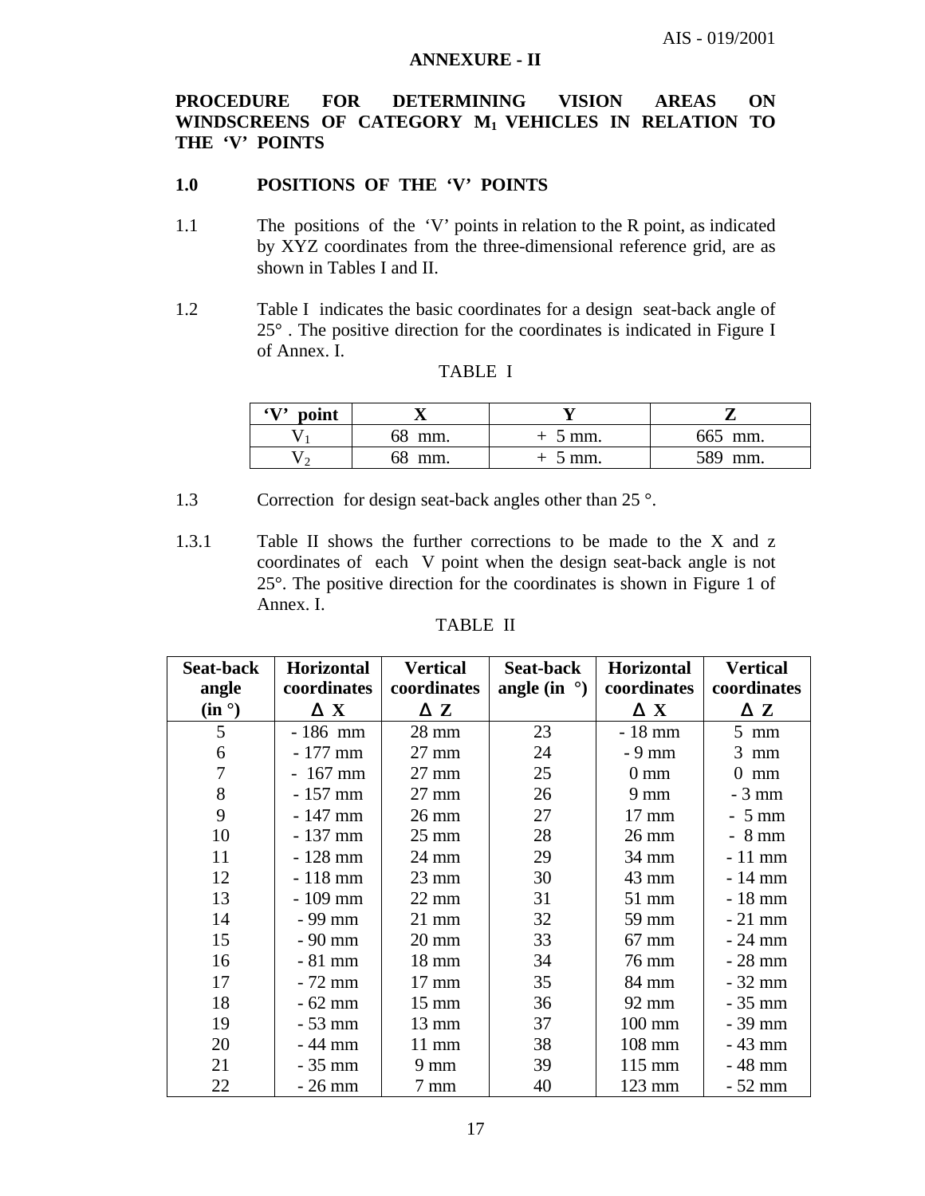## ANNEXURE - II

## PROCEDURE FOR DETERMINING VISION AREAS ON WINDSCREENS OF CATEGORY $M_1$ VEHICLES IN RELATION TO THE 'V' POINTS

### 1.0 POSITIONS OF THE 'V' POINTS

1.1 The positions of the 'V' points in relation to the R point, as indicated by XYZ coordinates from the three-dimensional reference grid, are as shown in Tables I and II.

1.2 Table I indicates the basic coordinates for a design seat-back angle of 25° . The positive direction for the coordinates is indicated in Figure I of Annex. I.

TABLE I

| 'V' point | X | Y | Z |
|---|---|---|---|
| $V_1$ | 68 mm. | + 5 mm. | 665 mm. |
| $V_2$ | 68 mm. | + 5 mm. | 589 mm. |

1.3 Correction for design seat-back angles other than 25 °.

1.3.1 Table II shows the further corrections to be made to the X and z coordinates of each V point when the design seat-back angle is not 25°. The positive direction for the coordinates is shown in Figure 1 of Annex. I.

TABLE II

| Seat-back angle (in °) | Horizontal coordinates Δ X | Vertical coordinates Δ Z | Seat-back angle (in °) | Horizontal coordinates Δ X | Vertical coordinates Δ Z |
|---|---|---|---|---|---|
| 5 | - 186 mm | 28 mm | 23 | - 18 mm | 5 mm |
| 6 | - 177 mm | 27 mm | 24 | - 9 mm | 3 mm |
| 7 | - 167 mm | 27 mm | 25 | 0 mm | 0 mm |
| 8 | - 157 mm | 27 mm | 26 | 9 mm | - 3 mm |
| 9 | - 147 mm | 26 mm | 27 | 17 mm | - 5 mm |
| 10 | - 137 mm | 25 mm | 28 | 26 mm | - 8 mm |
| 11 | - 128 mm | 24 mm | 29 | 34 mm | - 11 mm |
| 12 | - 118 mm | 23 mm | 30 | 43 mm | - 14 mm |
| 13 | - 109 mm | 22 mm | 31 | 51 mm | - 18 mm |
| 14 | - 99 mm | 21 mm | 32 | 59 mm | - 21 mm |
| 15 | - 90 mm | 20 mm | 33 | 67 mm | - 24 mm |
| 16 | - 81 mm | 18 mm | 34 | 76 mm | - 28 mm |
| 17 | - 72 mm | 17 mm | 35 | 84 mm | - 32 mm |
| 18 | - 62 mm | 15 mm | 36 | 92 mm | - 35 mm |
| 19 | - 53 mm | 13 mm | 37 | 100 mm | - 39 mm |
| 20 | - 44 mm | 11 mm | 38 | 108 mm | - 43 mm |
| 21 | - 35 mm | 9 mm | 39 | 115 mm | - 48 mm |
| 22 | - 26 mm | 7 mm | 40 | 123 mm | - 52 mm |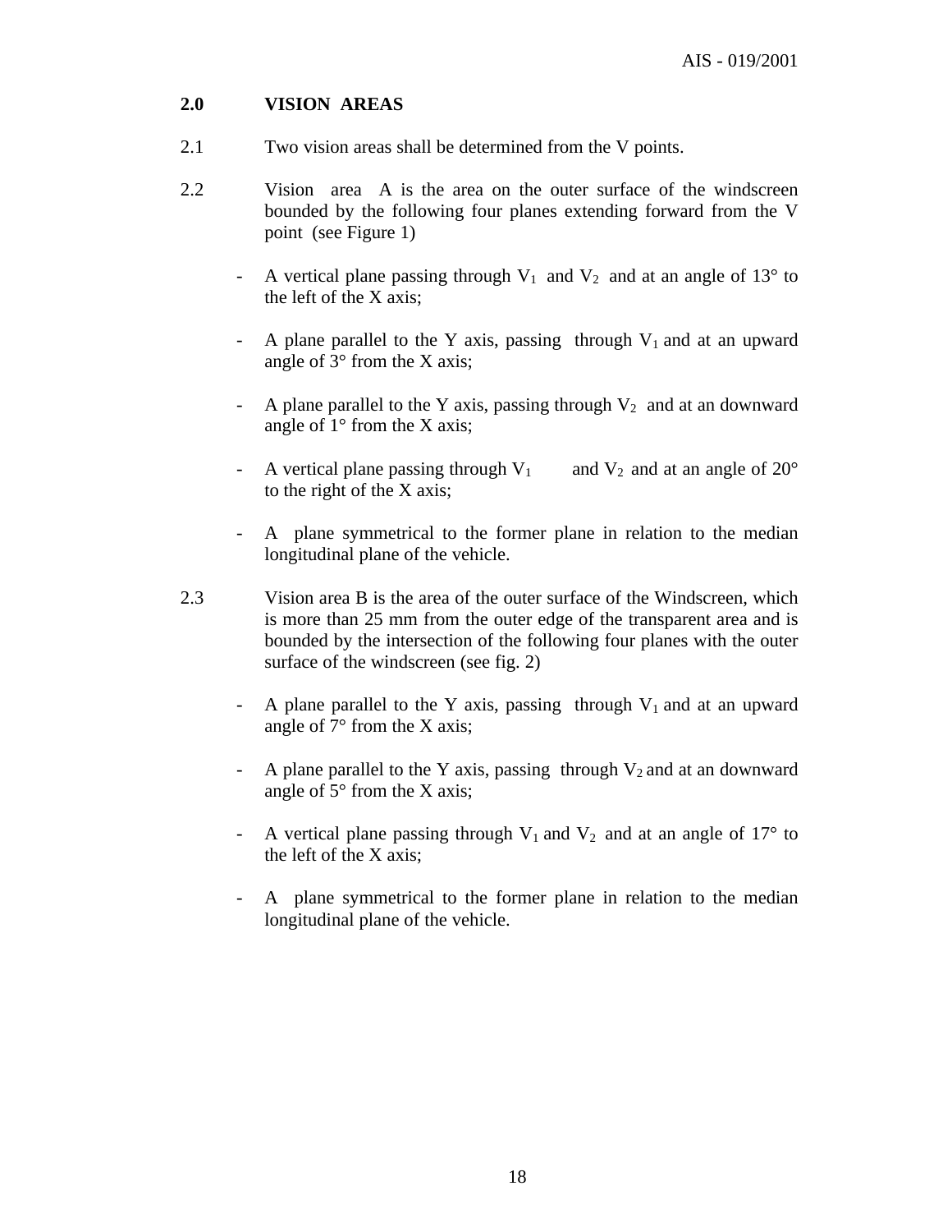## 2.0 VISION AREAS

2.1 Two vision areas shall be determined from the V points.

2.2 Vision area A is the area on the outer surface of the windscreen bounded by the following four planes extending forward from the V point (see Figure 1)

- A vertical plane passing through $V_1$ and $V_2$ and at an angle of 13° to the left of the X axis;
- A plane parallel to the Y axis, passing through $V_1$ and at an upward angle of 3° from the X axis;
- A plane parallel to the Y axis, passing through $V_2$ and at an downward angle of 1° from the X axis;
- A vertical plane passing through $V_1$ and $V_2$ and at an angle of 20° to the right of the X axis;
- A plane symmetrical to the former plane in relation to the median longitudinal plane of the vehicle.

2.3 Vision area B is the area of the outer surface of the Windscreen, which is more than 25 mm from the outer edge of the transparent area and is bounded by the intersection of the following four planes with the outer surface of the windscreen (see fig. 2)

- A plane parallel to the Y axis, passing through $V_1$ and at an upward angle of 7° from the X axis;
- A plane parallel to the Y axis, passing through $V_2$ and at an downward angle of 5° from the X axis;
- A vertical plane passing through $V_1$ and $V_2$ and at an angle of 17° to the left of the X axis;
- A plane symmetrical to the former plane in relation to the median longitudinal plane of the vehicle.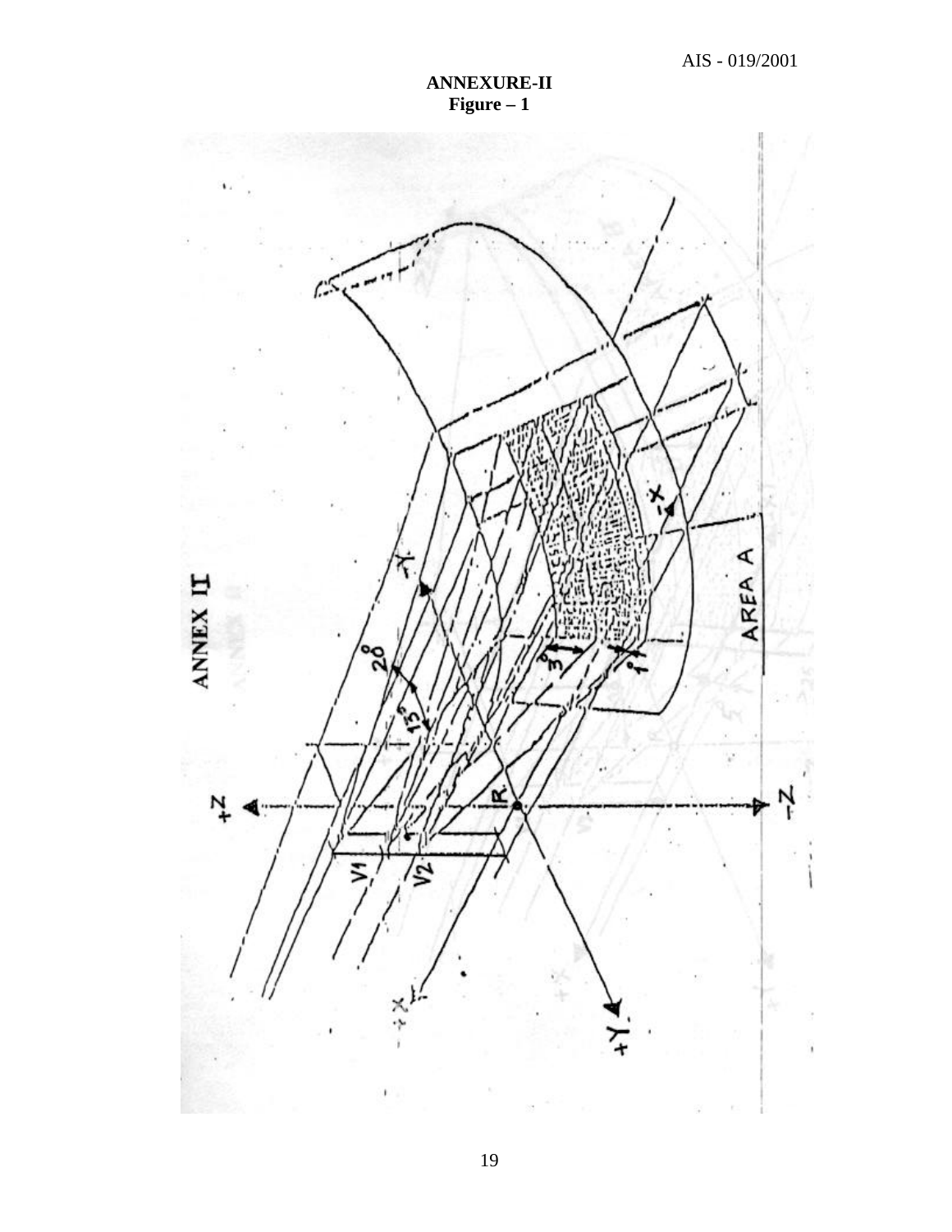**ANNEXURE-II**
**Figure – 1**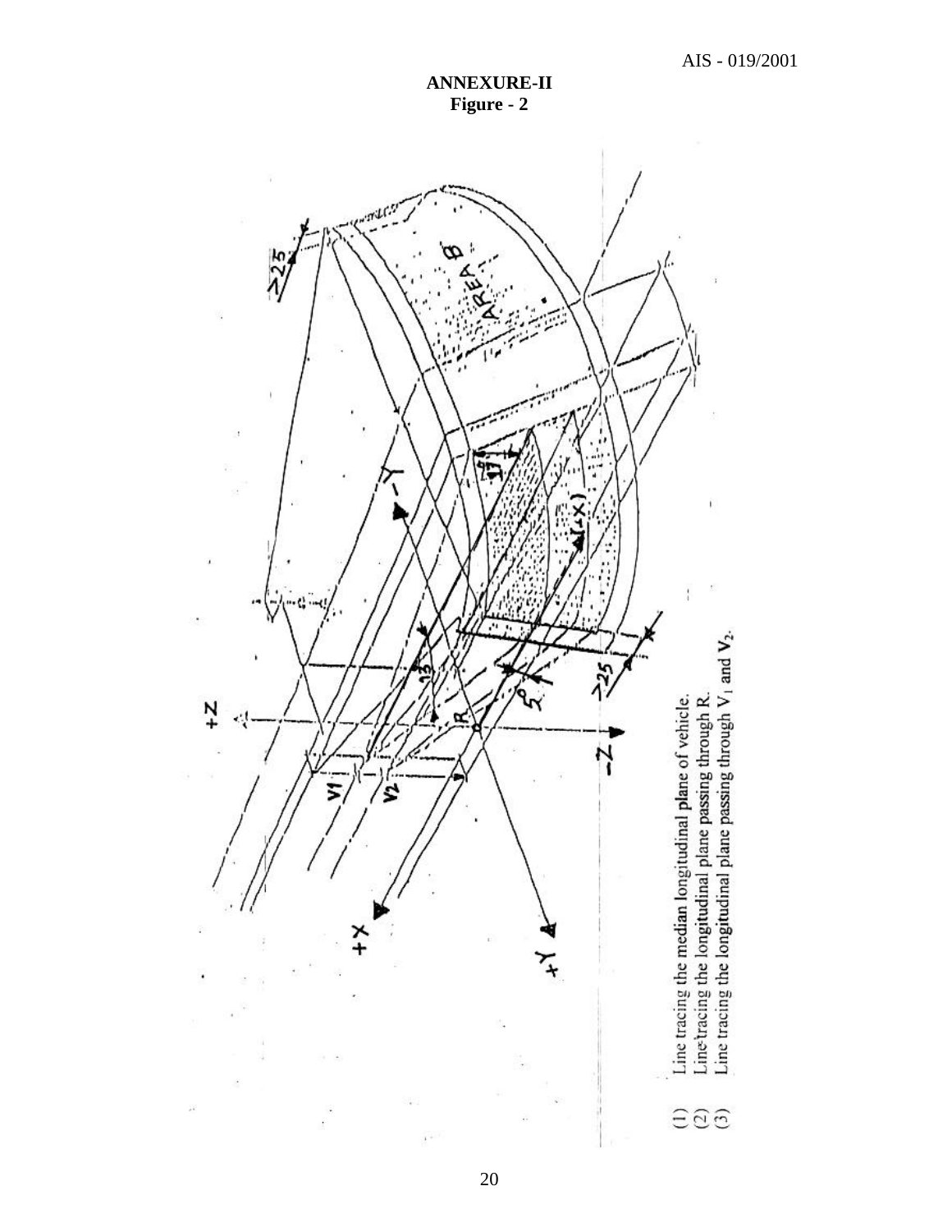**ANNEXURE-II**
**Figure - 2**

(1) Line tracing the median longitudinal plane of vehicle.
(2) Line tracing the longitudinal plane passing through R.
(3) Line tracing the longitudinal plane passing through $V_1$ and $V_2$.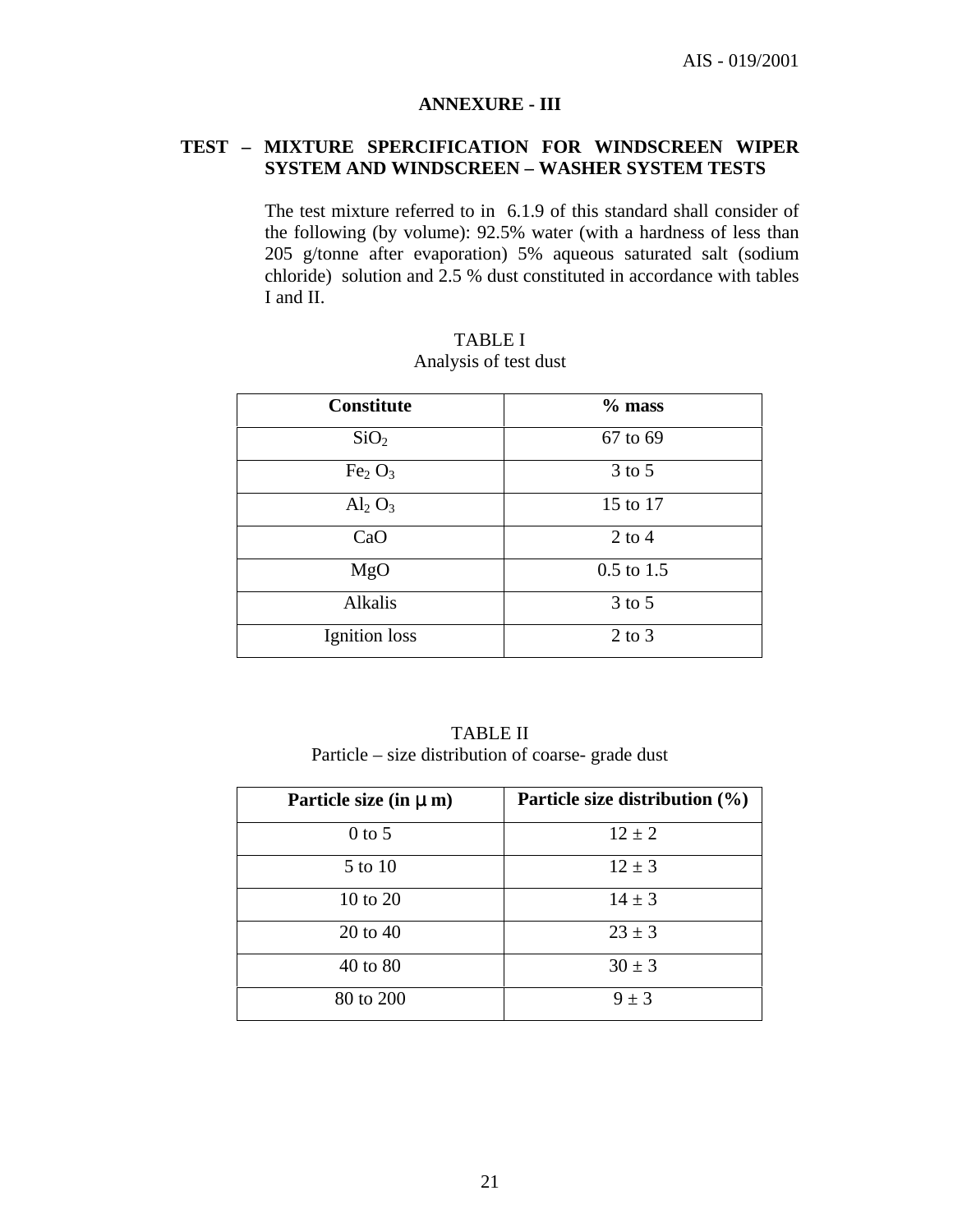## ANNEXURE - III

### TEST – MIXTURE SPERCIFICATION FOR WINDSCREEN WIPER SYSTEM AND WINDSCREEN – WASHER SYSTEM TESTS

The test mixture referred to in 6.1.9 of this standard shall consider of the following (by volume): 92.5% water (with a hardness of less than 205 g/tonne after evaporation) 5% aqueous saturated salt (sodium chloride) solution and 2.5 % dust constituted in accordance with tables I and II.

TABLE I
Analysis of test dust

| Constitute | % mass |
|---|---|
| $SiO_2$ | 67 to 69 |
| $Fe_2 O_3$ | 3 to 5 |
| $Al_2 O_3$ | 15 to 17 |
| CaO | 2 to 4 |
| MgO | 0.5 to 1.5 |
| Alkalis | 3 to 5 |
| Ignition loss | 2 to 3 |

TABLE II
Particle – size distribution of coarse- grade dust

| Particle size (in μ m) | Particle size distribution (%) |
|---|---|
| 0 to 5 | $12 \pm 2$ |
| 5 to 10 | $12 \pm 3$ |
| 10 to 20 | $14 \pm 3$ |
| 20 to 40 | $23 \pm 3$ |
| 40 to 80 | $30 \pm 3$ |
| 80 to 200 | $9 \pm 3$ |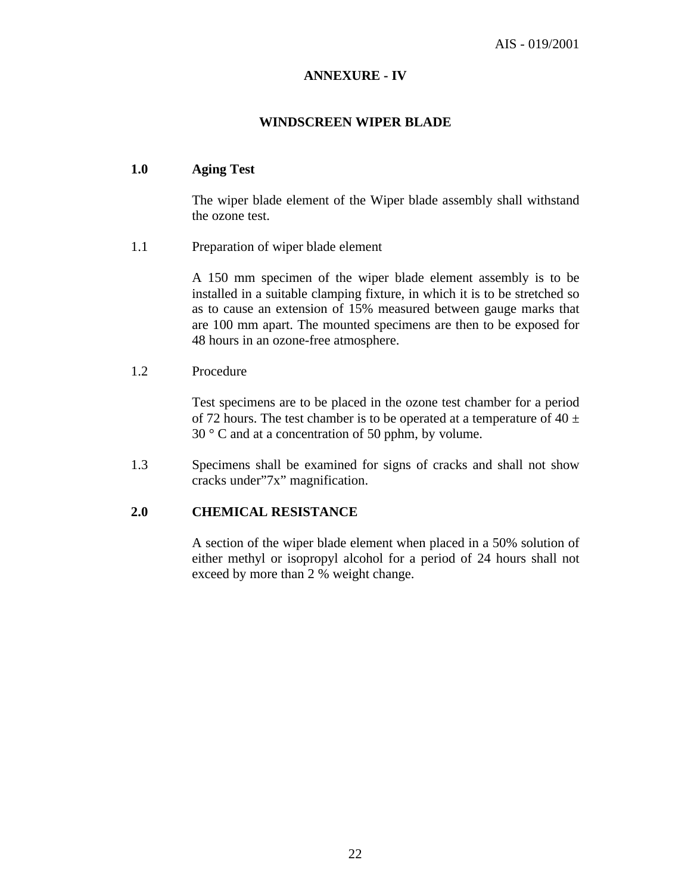## ANNEXURE - IV

### WINDSCREEN WIPER BLADE

**1.0 Aging Test**

The wiper blade element of the Wiper blade assembly shall withstand the ozone test.

1.1 Preparation of wiper blade element

A 150 mm specimen of the wiper blade element assembly is to be installed in a suitable clamping fixture, in which it is to be stretched so as to cause an extension of 15% measured between gauge marks that are 100 mm apart. The mounted specimens are then to be exposed for 48 hours in an ozone-free atmosphere.

1.2 Procedure

Test specimens are to be placed in the ozone test chamber for a period of 72 hours. The test chamber is to be operated at a temperature of 40 ± 30 ° C and at a concentration of 50 pphm, by volume.

1.3 Specimens shall be examined for signs of cracks and shall not show cracks under"7x" magnification.

**2.0 CHEMICAL RESISTANCE**

A section of the wiper blade element when placed in a 50% solution of either methyl or isopropyl alcohol for a period of 24 hours shall not exceed by more than 2 % weight change.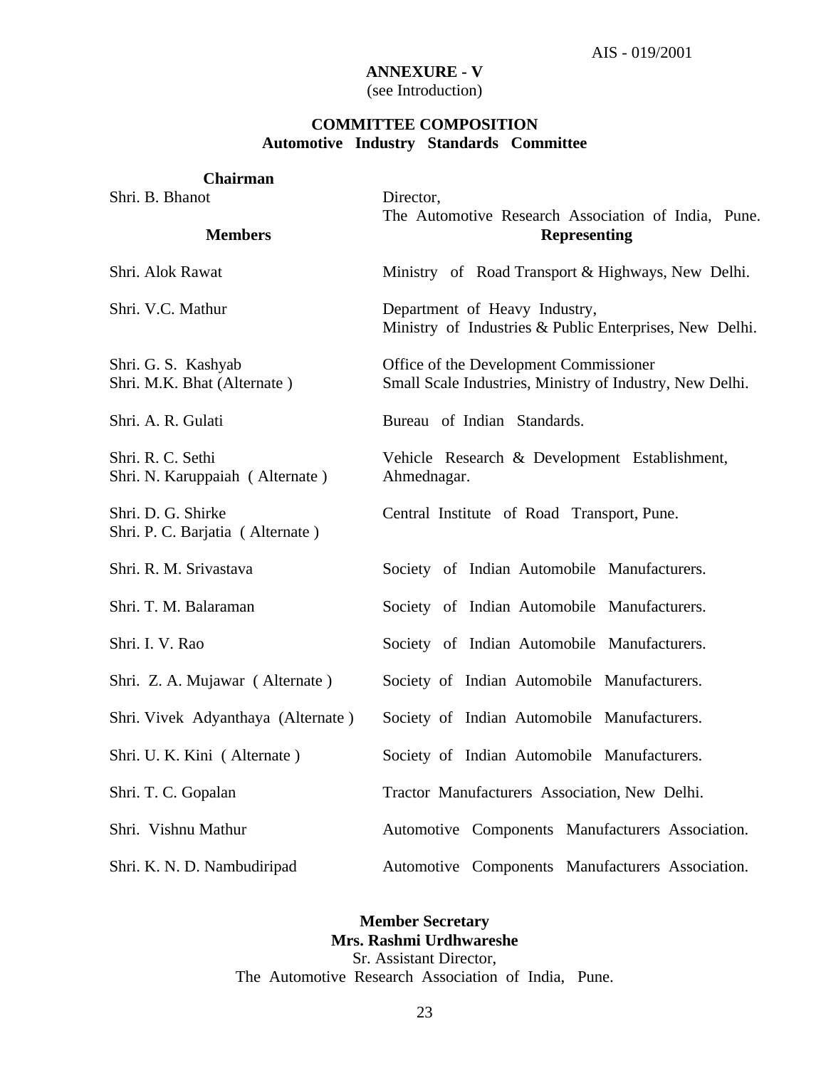**ANNEXURE - V**
(see Introduction)

**COMMITTEE COMPOSITION**
**Automotive Industry Standards Committee**

| | |
|---|---|
| **Chairman** | |
| Shri. B. Bhanot | Director,<br>The Automotive Research Association of India, Pune. |
| **Members** | **Representing** |
| Shri. Alok Rawat | Ministry of Road Transport & Highways, New Delhi. |
| Shri. V.C. Mathur | Department of Heavy Industry,<br>Ministry of Industries & Public Enterprises, New Delhi. |
| Shri. G. S. Kashyab<br>Shri. M.K. Bhat (Alternate ) | Office of the Development Commissioner<br>Small Scale Industries, Ministry of Industry, New Delhi. |
| Shri. A. R. Gulati | Bureau of Indian Standards. |
| Shri. R. C. Sethi<br>Shri. N. Karuppaiah ( Alternate ) | Vehicle Research & Development Establishment,<br>Ahmednagar. |
| Shri. D. G. Shirke<br>Shri. P. C. Barjatia ( Alternate ) | Central Institute of Road Transport, Pune. |
| Shri. R. M. Srivastava | Society of Indian Automobile Manufacturers. |
| Shri. T. M. Balaraman | Society of Indian Automobile Manufacturers. |
| Shri. I. V. Rao | Society of Indian Automobile Manufacturers. |
| Shri. Z. A. Mujawar ( Alternate ) | Society of Indian Automobile Manufacturers. |
| Shri. Vivek Adyanthaya (Alternate ) | Society of Indian Automobile Manufacturers. |
| Shri. U. K. Kini ( Alternate ) | Society of Indian Automobile Manufacturers. |
| Shri. T. C. Gopalan | Tractor Manufacturers Association, New Delhi. |
| Shri. Vishnu Mathur | Automotive Components Manufacturers Association. |
| Shri. K. N. D. Nambudiripad | Automotive Components Manufacturers Association. |

**Member Secretary**
**Mrs. Rashmi Urdhwareshe**
Sr. Assistant Director,
The Automotive Research Association of India, Pune.